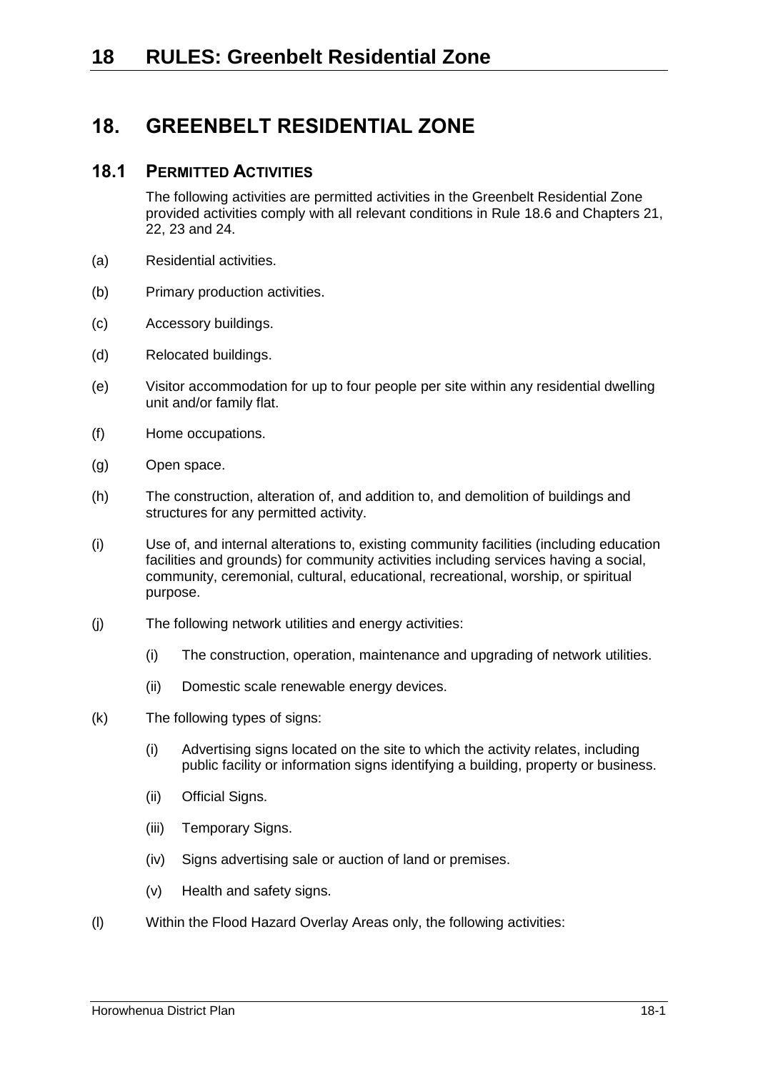# 18. GREENBELT RESIDENTIAL ZONE

## 18.1 PERMITTED ACTIVITIES

The following activities are permitted activities in the Greenbelt Residential Zone provided activities comply with all relevant conditions in Rule 18.6 and Chapters 21, 22, 23 and 24.

(a) Residential activities.

(b) Primary production activities.

(c) Accessory buildings.

(d) Relocated buildings.

(e) Visitor accommodation for up to four people per site within any residential dwelling unit and/or family flat.

(f) Home occupations.

(g) Open space.

(h) The construction, alteration of, and addition to, and demolition of buildings and structures for any permitted activity.

(i) Use of, and internal alterations to, existing community facilities (including education facilities and grounds) for community activities including services having a social, community, ceremonial, cultural, educational, recreational, worship, or spiritual purpose.

(j) The following network utilities and energy activities:

  (i) The construction, operation, maintenance and upgrading of network utilities.

  (ii) Domestic scale renewable energy devices.

(k) The following types of signs:

  (i) Advertising signs located on the site to which the activity relates, including public facility or information signs identifying a building, property or business.

  (ii) Official Signs.

  (iii) Temporary Signs.

  (iv) Signs advertising sale or auction of land or premises.

  (v) Health and safety signs.

(l) Within the Flood Hazard Overlay Areas only, the following activities: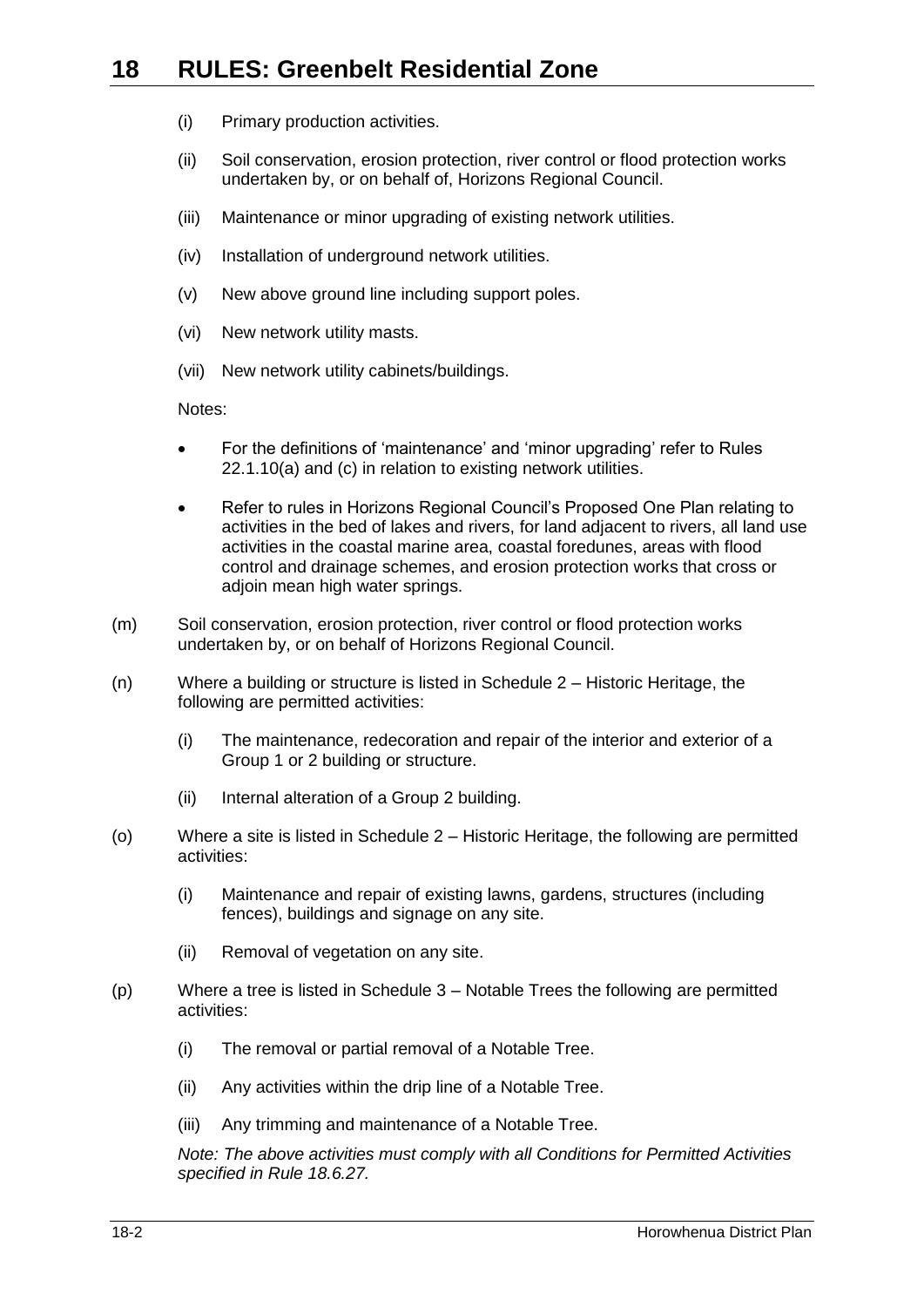(i) Primary production activities.

(ii) Soil conservation, erosion protection, river control or flood protection works undertaken by, or on behalf of, Horizons Regional Council.

(iii) Maintenance or minor upgrading of existing network utilities.

(iv) Installation of underground network utilities.

(v) New above ground line including support poles.

(vi) New network utility masts.

(vii) New network utility cabinets/buildings.

Notes:

- For the definitions of 'maintenance' and 'minor upgrading' refer to Rules 22.1.10(a) and (c) in relation to existing network utilities.
- Refer to rules in Horizons Regional Council's Proposed One Plan relating to activities in the bed of lakes and rivers, for land adjacent to rivers, all land use activities in the coastal marine area, coastal foredunes, areas with flood control and drainage schemes, and erosion protection works that cross or adjoin mean high water springs.

(m) Soil conservation, erosion protection, river control or flood protection works undertaken by, or on behalf of Horizons Regional Council.

(n) Where a building or structure is listed in Schedule 2 – Historic Heritage, the following are permitted activities:

(i) The maintenance, redecoration and repair of the interior and exterior of a Group 1 or 2 building or structure.

(ii) Internal alteration of a Group 2 building.

(o) Where a site is listed in Schedule 2 – Historic Heritage, the following are permitted activities:

(i) Maintenance and repair of existing lawns, gardens, structures (including fences), buildings and signage on any site.

(ii) Removal of vegetation on any site.

(p) Where a tree is listed in Schedule 3 – Notable Trees the following are permitted activities:

(i) The removal or partial removal of a Notable Tree.

(ii) Any activities within the drip line of a Notable Tree.

(iii) Any trimming and maintenance of a Notable Tree.

*Note: The above activities must comply with all Conditions for Permitted Activities specified in Rule 18.6.27.*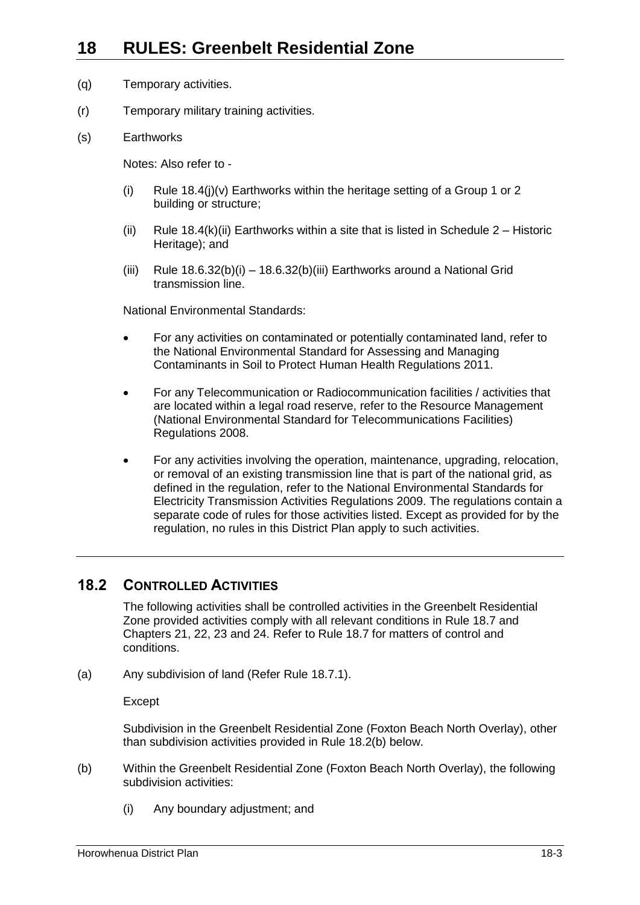# 18 RULES: Greenbelt Residential Zone

(q) Temporary activities.

(r) Temporary military training activities.

(s) Earthworks

Notes: Also refer to -

(i) Rule 18.4(j)(v) Earthworks within the heritage setting of a Group 1 or 2 building or structure;

(ii) Rule 18.4(k)(ii) Earthworks within a site that is listed in Schedule 2 – Historic Heritage); and

(iii) Rule 18.6.32(b)(i) – 18.6.32(b)(iii) Earthworks around a National Grid transmission line.

National Environmental Standards:

- For any activities on contaminated or potentially contaminated land, refer to the National Environmental Standard for Assessing and Managing Contaminants in Soil to Protect Human Health Regulations 2011.
- For any Telecommunication or Radiocommunication facilities / activities that are located within a legal road reserve, refer to the Resource Management (National Environmental Standard for Telecommunications Facilities) Regulations 2008.
- For any activities involving the operation, maintenance, upgrading, relocation, or removal of an existing transmission line that is part of the national grid, as defined in the regulation, refer to the National Environmental Standards for Electricity Transmission Activities Regulations 2009. The regulations contain a separate code of rules for those activities listed. Except as provided for by the regulation, no rules in this District Plan apply to such activities.

## 18.2 CONTROLLED ACTIVITIES

The following activities shall be controlled activities in the Greenbelt Residential Zone provided activities comply with all relevant conditions in Rule 18.7 and Chapters 21, 22, 23 and 24. Refer to Rule 18.7 for matters of control and conditions.

(a) Any subdivision of land (Refer Rule 18.7.1).

Except

Subdivision in the Greenbelt Residential Zone (Foxton Beach North Overlay), other than subdivision activities provided in Rule 18.2(b) below.

(b) Within the Greenbelt Residential Zone (Foxton Beach North Overlay), the following subdivision activities:

(i) Any boundary adjustment; and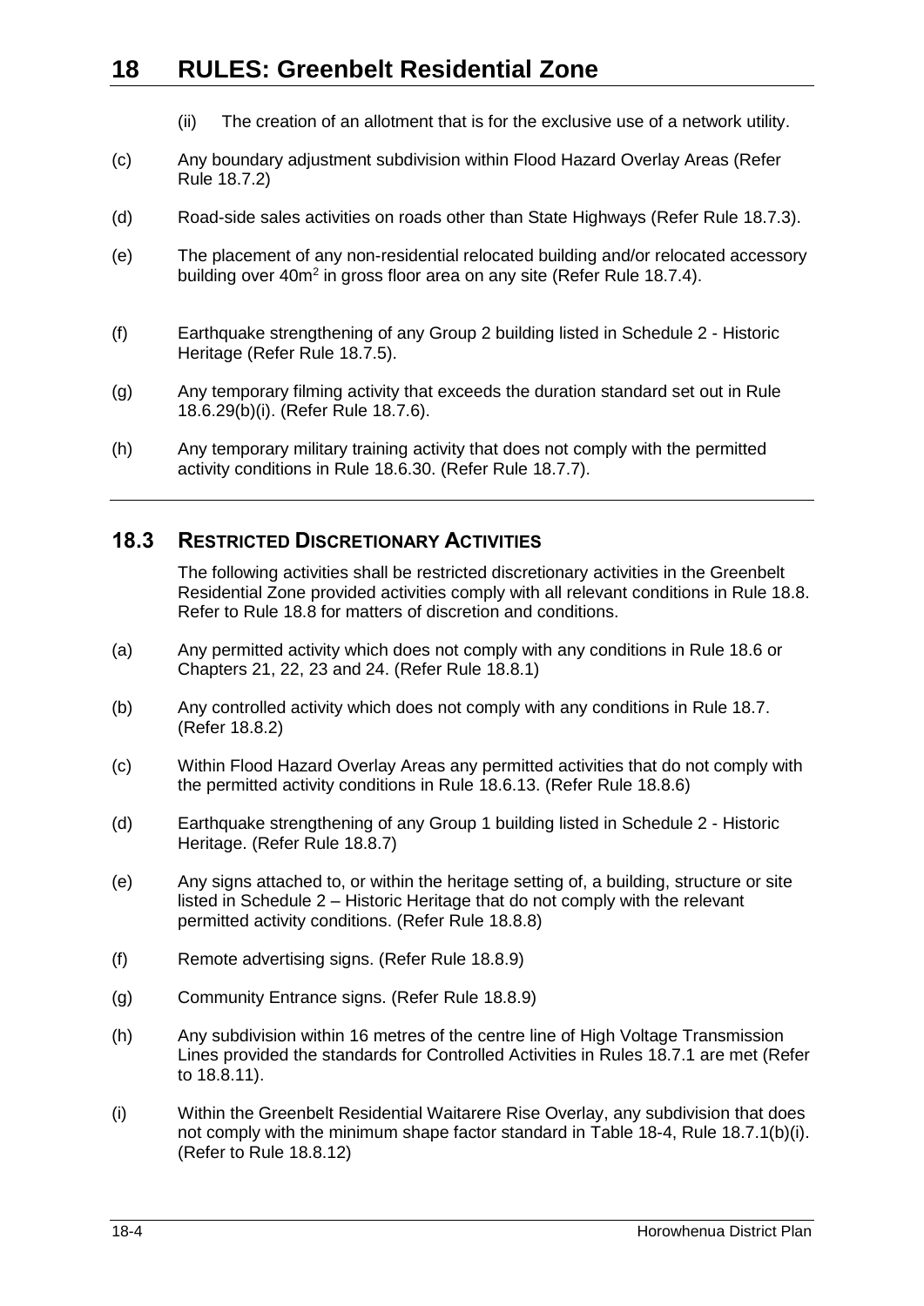(ii) The creation of an allotment that is for the exclusive use of a network utility.

(c) Any boundary adjustment subdivision within Flood Hazard Overlay Areas (Refer Rule 18.7.2)

(d) Road-side sales activities on roads other than State Highways (Refer Rule 18.7.3).

(e) The placement of any non-residential relocated building and/or relocated accessory building over 40m$^2$ in gross floor area on any site (Refer Rule 18.7.4).

(f) Earthquake strengthening of any Group 2 building listed in Schedule 2 - Historic Heritage (Refer Rule 18.7.5).

(g) Any temporary filming activity that exceeds the duration standard set out in Rule 18.6.29(b)(i). (Refer Rule 18.7.6).

(h) Any temporary military training activity that does not comply with the permitted activity conditions in Rule 18.6.30. (Refer Rule 18.7.7).

## 18.3 Restricted Discretionary Activities

The following activities shall be restricted discretionary activities in the Greenbelt Residential Zone provided activities comply with all relevant conditions in Rule 18.8. Refer to Rule 18.8 for matters of discretion and conditions.

(a) Any permitted activity which does not comply with any conditions in Rule 18.6 or Chapters 21, 22, 23 and 24. (Refer Rule 18.8.1)

(b) Any controlled activity which does not comply with any conditions in Rule 18.7. (Refer 18.8.2)

(c) Within Flood Hazard Overlay Areas any permitted activities that do not comply with the permitted activity conditions in Rule 18.6.13. (Refer Rule 18.8.6)

(d) Earthquake strengthening of any Group 1 building listed in Schedule 2 - Historic Heritage. (Refer Rule 18.8.7)

(e) Any signs attached to, or within the heritage setting of, a building, structure or site listed in Schedule 2 – Historic Heritage that do not comply with the relevant permitted activity conditions. (Refer Rule 18.8.8)

(f) Remote advertising signs. (Refer Rule 18.8.9)

(g) Community Entrance signs. (Refer Rule 18.8.9)

(h) Any subdivision within 16 metres of the centre line of High Voltage Transmission Lines provided the standards for Controlled Activities in Rules 18.7.1 are met (Refer to 18.8.11).

(i) Within the Greenbelt Residential Waitarere Rise Overlay, any subdivision that does not comply with the minimum shape factor standard in Table 18-4, Rule 18.7.1(b)(i). (Refer to Rule 18.8.12)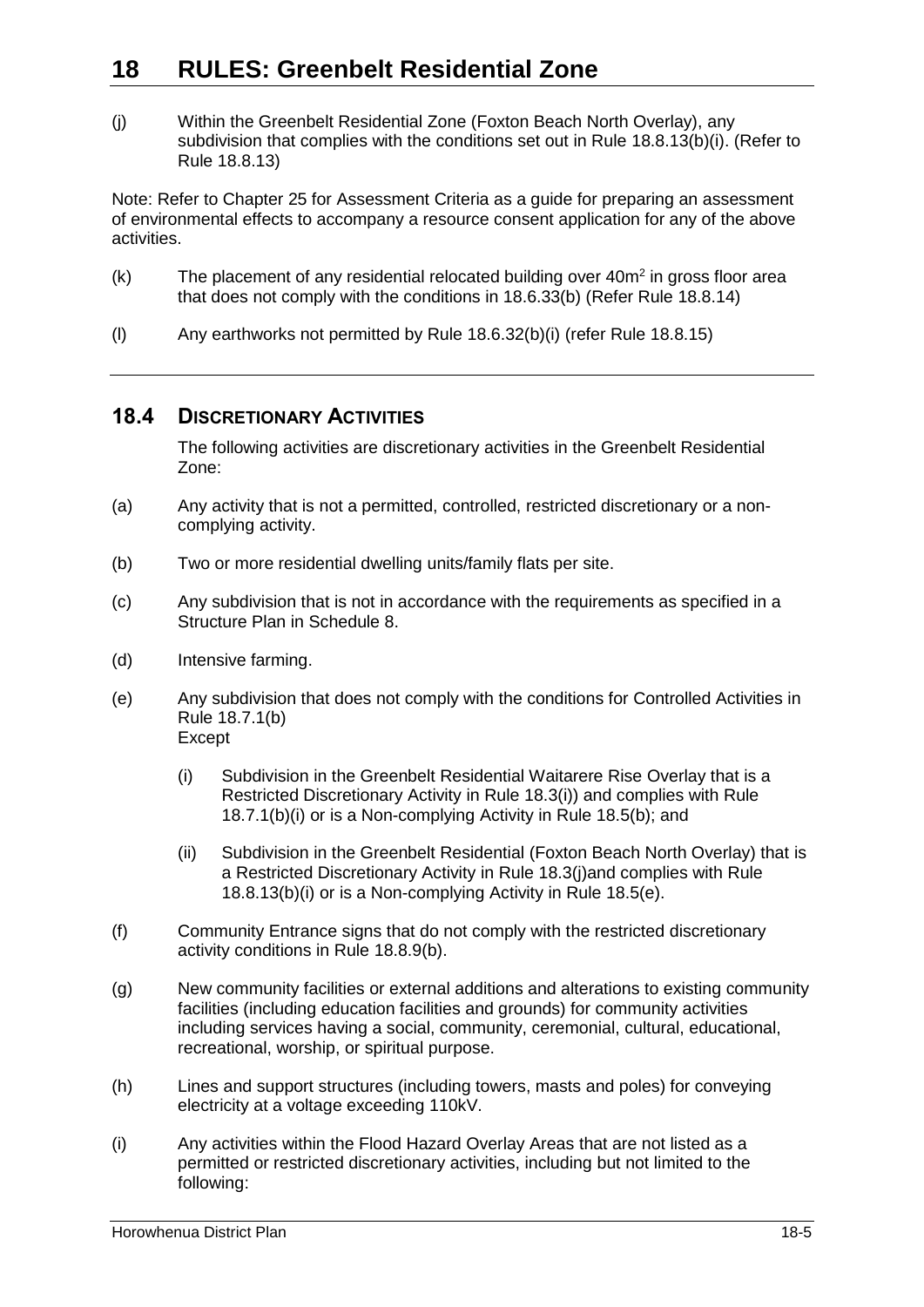# 18 RULES: Greenbelt Residential Zone

(j) Within the Greenbelt Residential Zone (Foxton Beach North Overlay), any subdivision that complies with the conditions set out in Rule 18.8.13(b)(i). (Refer to Rule 18.8.13)

Note: Refer to Chapter 25 for Assessment Criteria as a guide for preparing an assessment of environmental effects to accompany a resource consent application for any of the above activities.

(k) The placement of any residential relocated building over $40m^2$ in gross floor area that does not comply with the conditions in 18.6.33(b) (Refer Rule 18.8.14)

(l) Any earthworks not permitted by Rule 18.6.32(b)(i) (refer Rule 18.8.15)

## 18.4 DISCRETIONARY ACTIVITIES

The following activities are discretionary activities in the Greenbelt Residential Zone:

(a) Any activity that is not a permitted, controlled, restricted discretionary or a non-complying activity.

(b) Two or more residential dwelling units/family flats per site.

(c) Any subdivision that is not in accordance with the requirements as specified in a Structure Plan in Schedule 8.

(d) Intensive farming.

(e) Any subdivision that does not comply with the conditions for Controlled Activities in Rule 18.7.1(b)
Except

   (i) Subdivision in the Greenbelt Residential Waitarere Rise Overlay that is a Restricted Discretionary Activity in Rule 18.3(i)) and complies with Rule 18.7.1(b)(i) or is a Non-complying Activity in Rule 18.5(b); and

   (ii) Subdivision in the Greenbelt Residential (Foxton Beach North Overlay) that is a Restricted Discretionary Activity in Rule 18.3(j)and complies with Rule 18.8.13(b)(i) or is a Non-complying Activity in Rule 18.5(e).

(f) Community Entrance signs that do not comply with the restricted discretionary activity conditions in Rule 18.8.9(b).

(g) New community facilities or external additions and alterations to existing community facilities (including education facilities and grounds) for community activities including services having a social, community, ceremonial, cultural, educational, recreational, worship, or spiritual purpose.

(h) Lines and support structures (including towers, masts and poles) for conveying electricity at a voltage exceeding 110kV.

(i) Any activities within the Flood Hazard Overlay Areas that are not listed as a permitted or restricted discretionary activities, including but not limited to the following: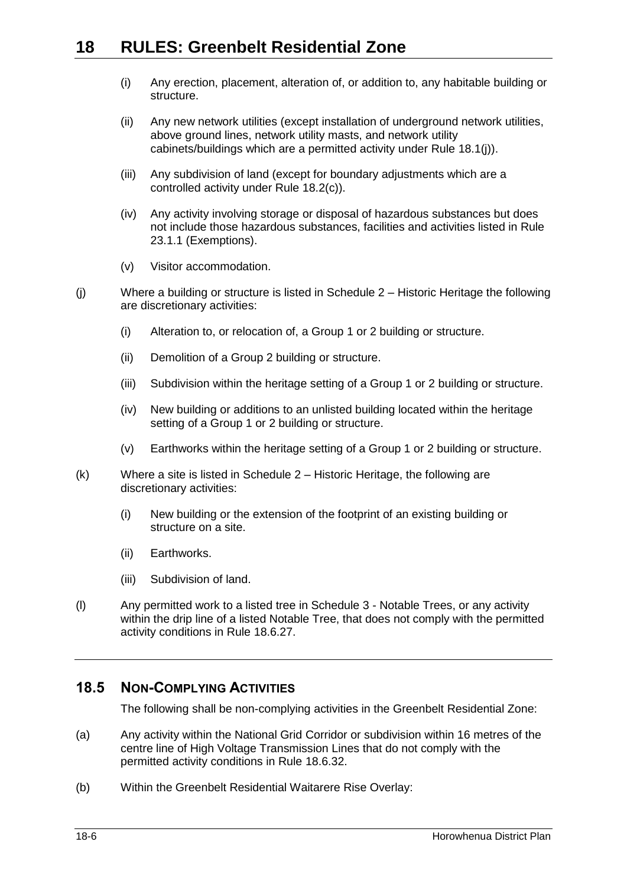(i) Any erection, placement, alteration of, or addition to, any habitable building or structure.

(ii) Any new network utilities (except installation of underground network utilities, above ground lines, network utility masts, and network utility cabinets/buildings which are a permitted activity under Rule 18.1(j)).

(iii) Any subdivision of land (except for boundary adjustments which are a controlled activity under Rule 18.2(c)).

(iv) Any activity involving storage or disposal of hazardous substances but does not include those hazardous substances, facilities and activities listed in Rule 23.1.1 (Exemptions).

(v) Visitor accommodation.

(j) Where a building or structure is listed in Schedule 2 – Historic Heritage the following are discretionary activities:

(i) Alteration to, or relocation of, a Group 1 or 2 building or structure.

(ii) Demolition of a Group 2 building or structure.

(iii) Subdivision within the heritage setting of a Group 1 or 2 building or structure.

(iv) New building or additions to an unlisted building located within the heritage setting of a Group 1 or 2 building or structure.

(v) Earthworks within the heritage setting of a Group 1 or 2 building or structure.

(k) Where a site is listed in Schedule 2 – Historic Heritage, the following are discretionary activities:

(i) New building or the extension of the footprint of an existing building or structure on a site.

(ii) Earthworks.

(iii) Subdivision of land.

(l) Any permitted work to a listed tree in Schedule 3 - Notable Trees, or any activity within the drip line of a listed Notable Tree, that does not comply with the permitted activity conditions in Rule 18.6.27.

## 18.5 NON-COMPLYING ACTIVITIES

The following shall be non-complying activities in the Greenbelt Residential Zone:

(a) Any activity within the National Grid Corridor or subdivision within 16 metres of the centre line of High Voltage Transmission Lines that do not comply with the permitted activity conditions in Rule 18.6.32.

(b) Within the Greenbelt Residential Waitarere Rise Overlay: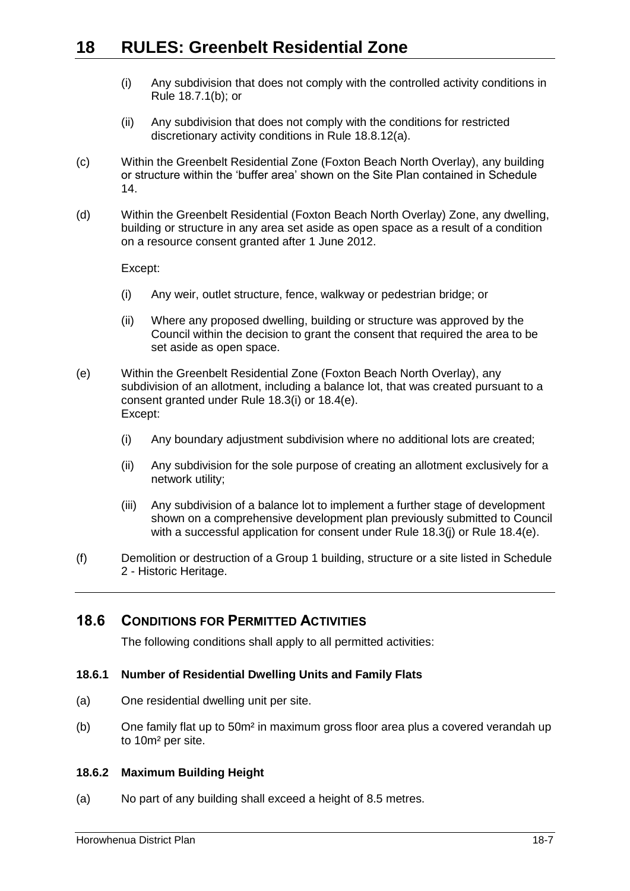(i) Any subdivision that does not comply with the controlled activity conditions in Rule 18.7.1(b); or

(ii) Any subdivision that does not comply with the conditions for restricted discretionary activity conditions in Rule 18.8.12(a).

(c) Within the Greenbelt Residential Zone (Foxton Beach North Overlay), any building or structure within the 'buffer area' shown on the Site Plan contained in Schedule 14.

(d) Within the Greenbelt Residential (Foxton Beach North Overlay) Zone, any dwelling, building or structure in any area set aside as open space as a result of a condition on a resource consent granted after 1 June 2012.

Except:

(i) Any weir, outlet structure, fence, walkway or pedestrian bridge; or

(ii) Where any proposed dwelling, building or structure was approved by the Council within the decision to grant the consent that required the area to be set aside as open space.

(e) Within the Greenbelt Residential Zone (Foxton Beach North Overlay), any subdivision of an allotment, including a balance lot, that was created pursuant to a consent granted under Rule 18.3(i) or 18.4(e).
Except:

(i) Any boundary adjustment subdivision where no additional lots are created;

(ii) Any subdivision for the sole purpose of creating an allotment exclusively for a network utility;

(iii) Any subdivision of a balance lot to implement a further stage of development shown on a comprehensive development plan previously submitted to Council with a successful application for consent under Rule 18.3(j) or Rule 18.4(e).

(f) Demolition or destruction of a Group 1 building, structure or a site listed in Schedule 2 - Historic Heritage.

## 18.6 CONDITIONS FOR PERMITTED ACTIVITIES

The following conditions shall apply to all permitted activities:

### 18.6.1 Number of Residential Dwelling Units and Family Flats

(a) One residential dwelling unit per site.

(b) One family flat up to 50m² in maximum gross floor area plus a covered verandah up to 10m² per site.

### 18.6.2 Maximum Building Height

(a) No part of any building shall exceed a height of 8.5 metres.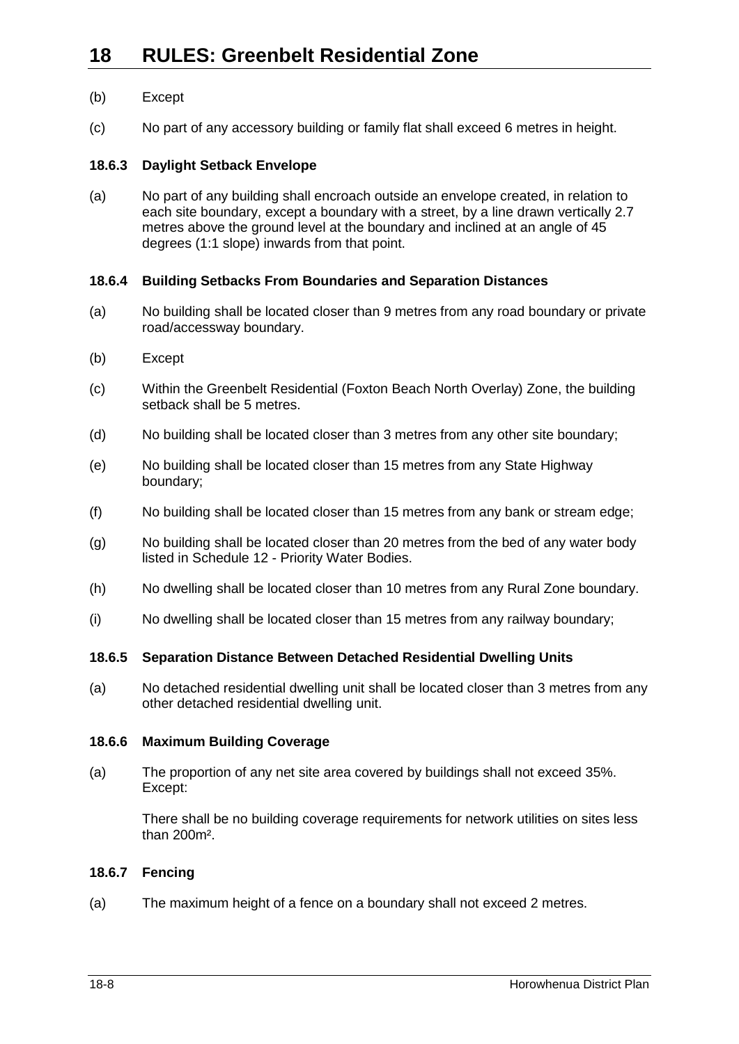(b) Except

(c) No part of any accessory building or family flat shall exceed 6 metres in height.

### 18.6.3 Daylight Setback Envelope

(a) No part of any building shall encroach outside an envelope created, in relation to each site boundary, except a boundary with a street, by a line drawn vertically 2.7 metres above the ground level at the boundary and inclined at an angle of 45 degrees (1:1 slope) inwards from that point.

### 18.6.4 Building Setbacks From Boundaries and Separation Distances

(a) No building shall be located closer than 9 metres from any road boundary or private road/accessway boundary.

(b) Except

(c) Within the Greenbelt Residential (Foxton Beach North Overlay) Zone, the building setback shall be 5 metres.

(d) No building shall be located closer than 3 metres from any other site boundary;

(e) No building shall be located closer than 15 metres from any State Highway boundary;

(f) No building shall be located closer than 15 metres from any bank or stream edge;

(g) No building shall be located closer than 20 metres from the bed of any water body listed in Schedule 12 - Priority Water Bodies.

(h) No dwelling shall be located closer than 10 metres from any Rural Zone boundary.

(i) No dwelling shall be located closer than 15 metres from any railway boundary;

### 18.6.5 Separation Distance Between Detached Residential Dwelling Units

(a) No detached residential dwelling unit shall be located closer than 3 metres from any other detached residential dwelling unit.

### 18.6.6 Maximum Building Coverage

(a) The proportion of any net site area covered by buildings shall not exceed 35%. Except:

There shall be no building coverage requirements for network utilities on sites less than 200m².

### 18.6.7 Fencing

(a) The maximum height of a fence on a boundary shall not exceed 2 metres.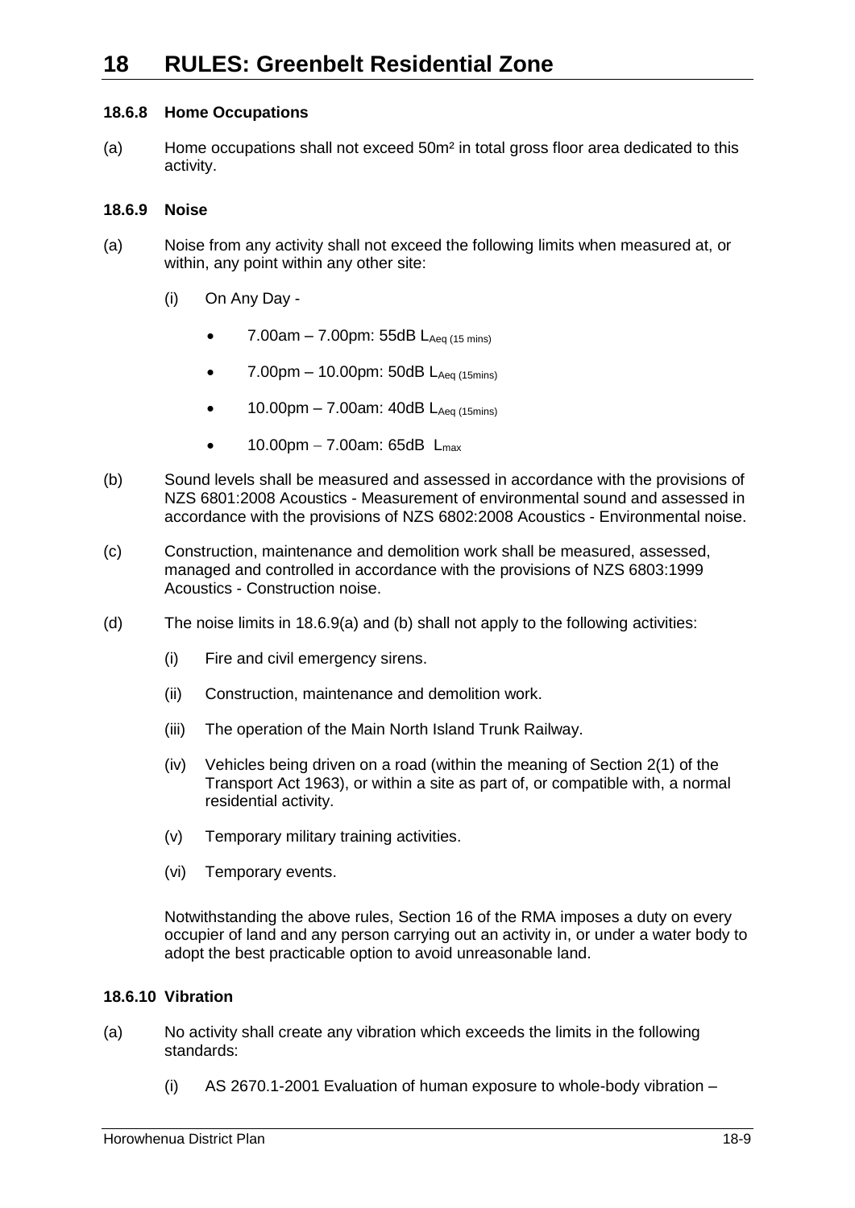## 18.6.8 Home Occupations

(a) Home occupations shall not exceed 50m² in total gross floor area dedicated to this activity.

## 18.6.9 Noise

(a) Noise from any activity shall not exceed the following limits when measured at, or within, any point within any other site:

   (i) On Any Day -

   - 7.00am – 7.00pm: 55dB $L_{Aeq\ (15\ mins)}$
   - 7.00pm – 10.00pm: 50dB $L_{Aeq\ (15mins)}$
   - 10.00pm – 7.00am: 40dB $L_{Aeq\ (15mins)}$
   - 10.00pm – 7.00am: 65dB $L_{max}$

(b) Sound levels shall be measured and assessed in accordance with the provisions of NZS 6801:2008 Acoustics - Measurement of environmental sound and assessed in accordance with the provisions of NZS 6802:2008 Acoustics - Environmental noise.

(c) Construction, maintenance and demolition work shall be measured, assessed, managed and controlled in accordance with the provisions of NZS 6803:1999 Acoustics - Construction noise.

(d) The noise limits in 18.6.9(a) and (b) shall not apply to the following activities:

   (i) Fire and civil emergency sirens.

   (ii) Construction, maintenance and demolition work.

   (iii) The operation of the Main North Island Trunk Railway.

   (iv) Vehicles being driven on a road (within the meaning of Section 2(1) of the Transport Act 1963), or within a site as part of, or compatible with, a normal residential activity.

   (v) Temporary military training activities.

   (vi) Temporary events.

Notwithstanding the above rules, Section 16 of the RMA imposes a duty on every occupier of land and any person carrying out an activity in, or under a water body to adopt the best practicable option to avoid unreasonable land.

## 18.6.10 Vibration

(a) No activity shall create any vibration which exceeds the limits in the following standards:

   (i) AS 2670.1-2001 Evaluation of human exposure to whole-body vibration –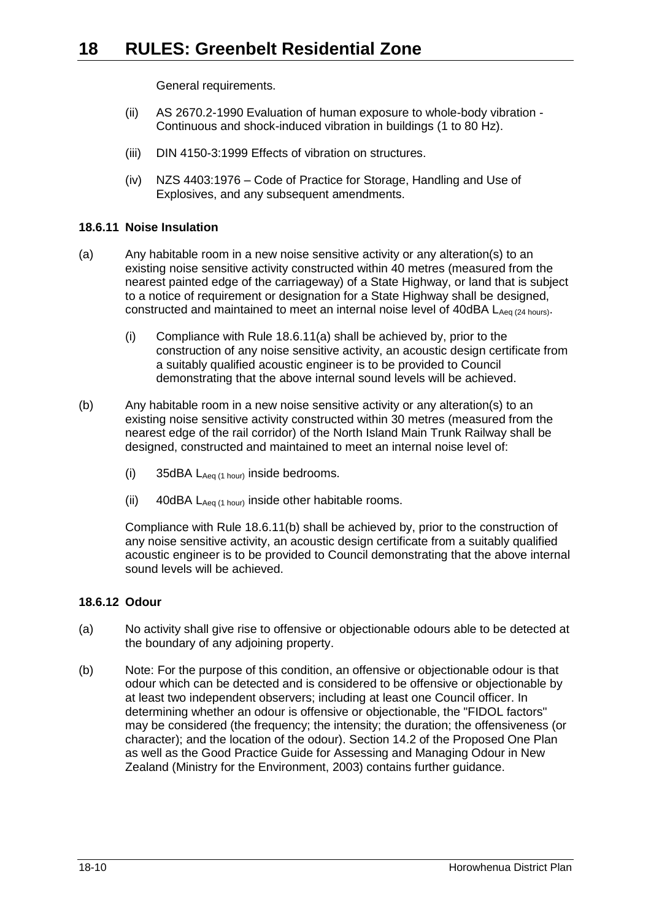General requirements.

(ii) AS 2670.2-1990 Evaluation of human exposure to whole-body vibration - Continuous and shock-induced vibration in buildings (1 to 80 Hz).

(iii) DIN 4150-3:1999 Effects of vibration on structures.

(iv) NZS 4403:1976 – Code of Practice for Storage, Handling and Use of Explosives, and any subsequent amendments.

#### 18.6.11 Noise Insulation

(a) Any habitable room in a new noise sensitive activity or any alteration(s) to an existing noise sensitive activity constructed within 40 metres (measured from the nearest painted edge of the carriageway) of a State Highway, or land that is subject to a notice of requirement or designation for a State Highway shall be designed, constructed and maintained to meet an internal noise level of 40dBA $L_{Aeq\ (24\ hours)}$.

   (i) Compliance with Rule 18.6.11(a) shall be achieved by, prior to the construction of any noise sensitive activity, an acoustic design certificate from a suitably qualified acoustic engineer is to be provided to Council demonstrating that the above internal sound levels will be achieved.

(b) Any habitable room in a new noise sensitive activity or any alteration(s) to an existing noise sensitive activity constructed within 30 metres (measured from the nearest edge of the rail corridor) of the North Island Main Trunk Railway shall be designed, constructed and maintained to meet an internal noise level of:

   (i) 35dBA $L_{Aeq\ (1\ hour)}$ inside bedrooms.

   (ii) 40dBA $L_{Aeq\ (1\ hour)}$ inside other habitable rooms.

   Compliance with Rule 18.6.11(b) shall be achieved by, prior to the construction of any noise sensitive activity, an acoustic design certificate from a suitably qualified acoustic engineer is to be provided to Council demonstrating that the above internal sound levels will be achieved.

#### 18.6.12 Odour

(a) No activity shall give rise to offensive or objectionable odours able to be detected at the boundary of any adjoining property.

(b) Note: For the purpose of this condition, an offensive or objectionable odour is that odour which can be detected and is considered to be offensive or objectionable by at least two independent observers; including at least one Council officer. In determining whether an odour is offensive or objectionable, the "FIDOL factors" may be considered (the frequency; the intensity; the duration; the offensiveness (or character); and the location of the odour). Section 14.2 of the Proposed One Plan as well as the Good Practice Guide for Assessing and Managing Odour in New Zealand (Ministry for the Environment, 2003) contains further guidance.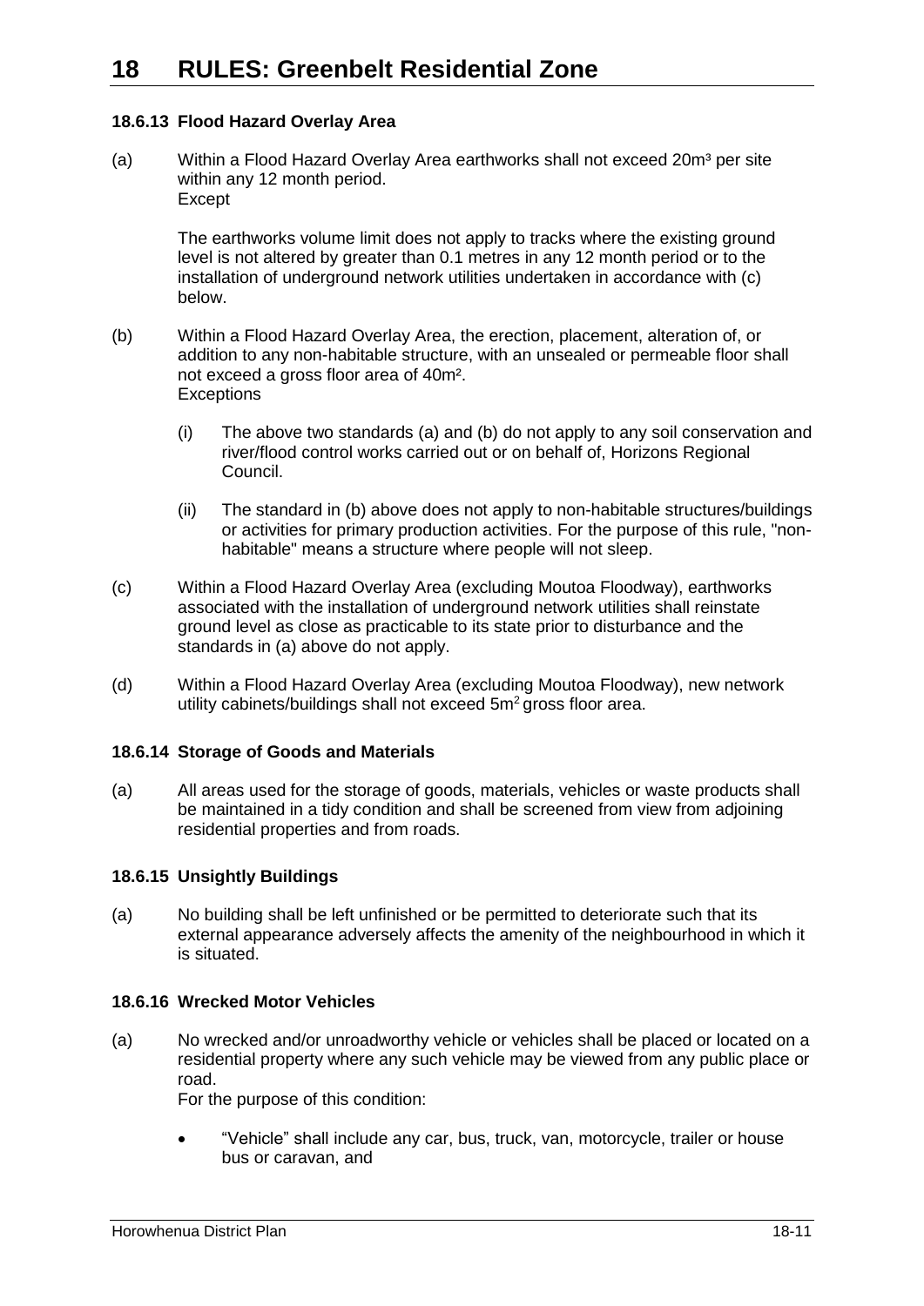# 18 RULES: Greenbelt Residential Zone

### 18.6.13 Flood Hazard Overlay Area

(a) Within a Flood Hazard Overlay Area earthworks shall not exceed 20m³ per site within any 12 month period.
Except

The earthworks volume limit does not apply to tracks where the existing ground level is not altered by greater than 0.1 metres in any 12 month period or to the installation of underground network utilities undertaken in accordance with (c) below.

(b) Within a Flood Hazard Overlay Area, the erection, placement, alteration of, or addition to any non-habitable structure, with an unsealed or permeable floor shall not exceed a gross floor area of 40m².
Exceptions

(i) The above two standards (a) and (b) do not apply to any soil conservation and river/flood control works carried out or on behalf of, Horizons Regional Council.

(ii) The standard in (b) above does not apply to non-habitable structures/buildings or activities for primary production activities. For the purpose of this rule, "non-habitable" means a structure where people will not sleep.

(c) Within a Flood Hazard Overlay Area (excluding Moutoa Floodway), earthworks associated with the installation of underground network utilities shall reinstate ground level as close as practicable to its state prior to disturbance and the standards in (a) above do not apply.

(d) Within a Flood Hazard Overlay Area (excluding Moutoa Floodway), new network utility cabinets/buildings shall not exceed 5m² gross floor area.

### 18.6.14 Storage of Goods and Materials

(a) All areas used for the storage of goods, materials, vehicles or waste products shall be maintained in a tidy condition and shall be screened from view from adjoining residential properties and from roads.

### 18.6.15 Unsightly Buildings

(a) No building shall be left unfinished or be permitted to deteriorate such that its external appearance adversely affects the amenity of the neighbourhood in which it is situated.

### 18.6.16 Wrecked Motor Vehicles

(a) No wrecked and/or unroadworthy vehicle or vehicles shall be placed or located on a residential property where any such vehicle may be viewed from any public place or road.
For the purpose of this condition:

- "Vehicle" shall include any car, bus, truck, van, motorcycle, trailer or house bus or caravan, and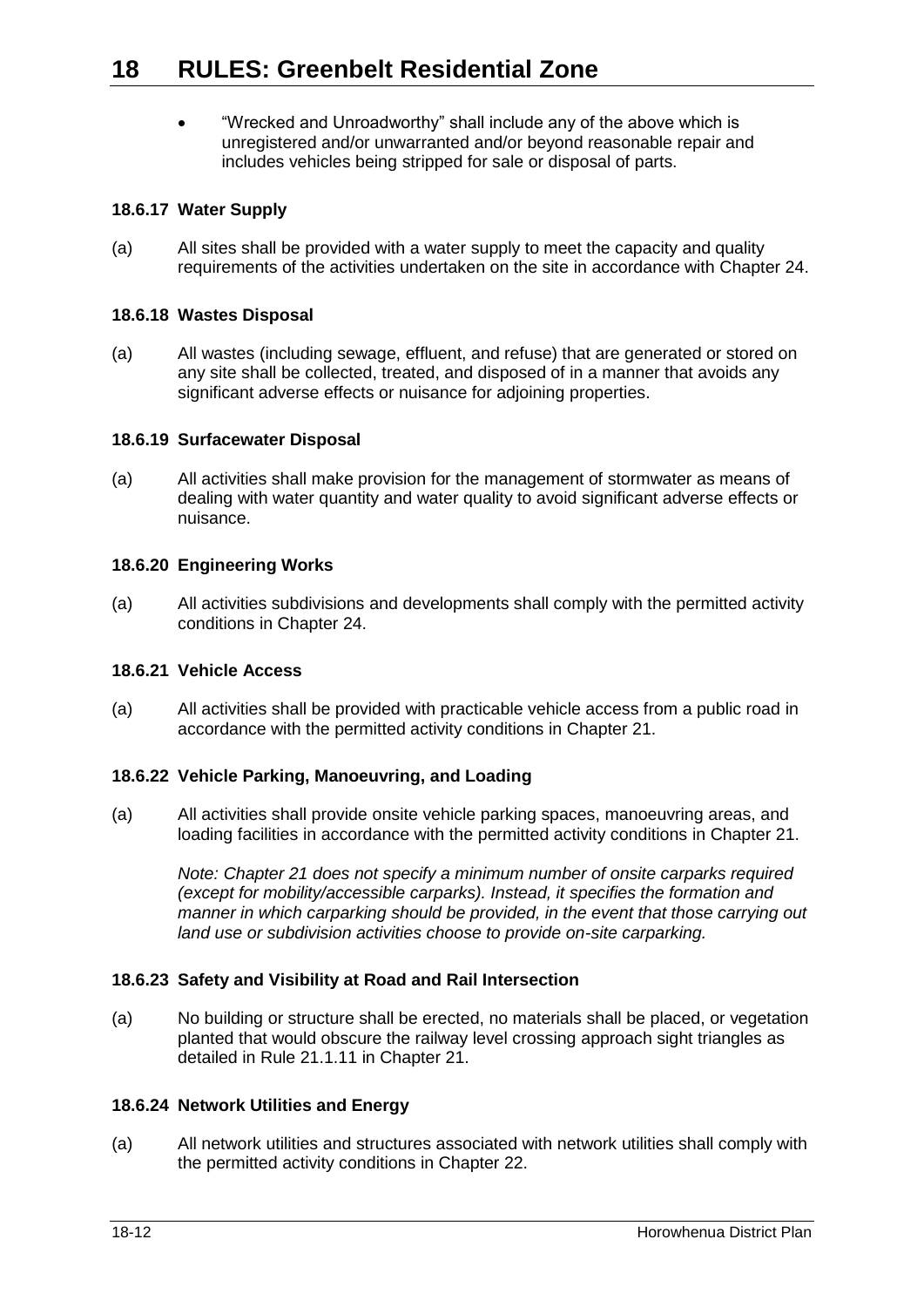- "Wrecked and Unroadworthy" shall include any of the above which is unregistered and/or unwarranted and/or beyond reasonable repair and includes vehicles being stripped for sale or disposal of parts.

### 18.6.17 Water Supply

(a) All sites shall be provided with a water supply to meet the capacity and quality requirements of the activities undertaken on the site in accordance with Chapter 24.

### 18.6.18 Wastes Disposal

(a) All wastes (including sewage, effluent, and refuse) that are generated or stored on any site shall be collected, treated, and disposed of in a manner that avoids any significant adverse effects or nuisance for adjoining properties.

### 18.6.19 Surfacewater Disposal

(a) All activities shall make provision for the management of stormwater as means of dealing with water quantity and water quality to avoid significant adverse effects or nuisance.

### 18.6.20 Engineering Works

(a) All activities subdivisions and developments shall comply with the permitted activity conditions in Chapter 24.

### 18.6.21 Vehicle Access

(a) All activities shall be provided with practicable vehicle access from a public road in accordance with the permitted activity conditions in Chapter 21.

### 18.6.22 Vehicle Parking, Manoeuvring, and Loading

(a) All activities shall provide onsite vehicle parking spaces, manoeuvring areas, and loading facilities in accordance with the permitted activity conditions in Chapter 21.

*Note: Chapter 21 does not specify a minimum number of onsite carparks required (except for mobility/accessible carparks). Instead, it specifies the formation and manner in which carparking should be provided, in the event that those carrying out land use or subdivision activities choose to provide on-site carparking.*

### 18.6.23 Safety and Visibility at Road and Rail Intersection

(a) No building or structure shall be erected, no materials shall be placed, or vegetation planted that would obscure the railway level crossing approach sight triangles as detailed in Rule 21.1.11 in Chapter 21.

### 18.6.24 Network Utilities and Energy

(a) All network utilities and structures associated with network utilities shall comply with the permitted activity conditions in Chapter 22.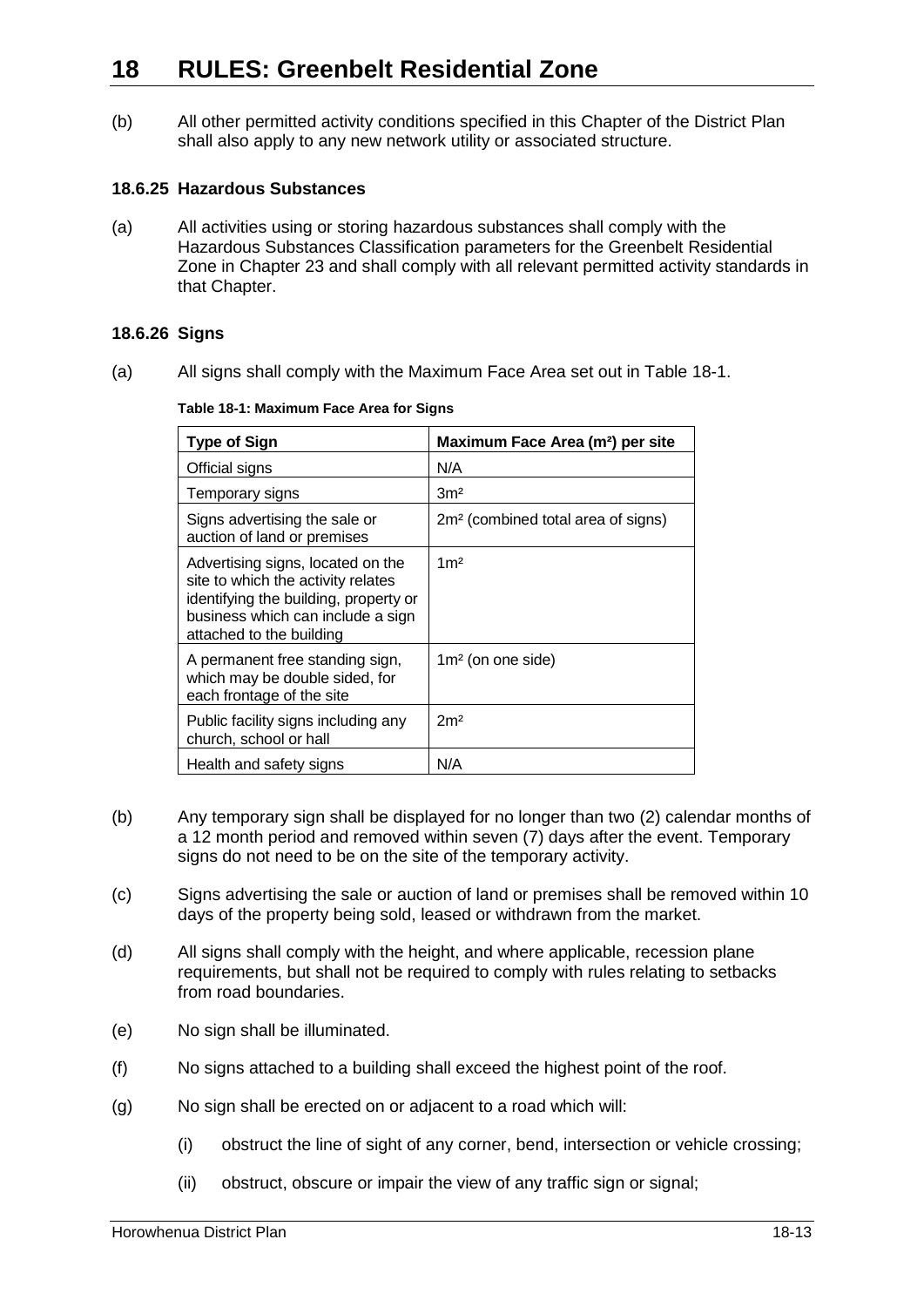(b) All other permitted activity conditions specified in this Chapter of the District Plan shall also apply to any new network utility or associated structure.

#### 18.6.25 Hazardous Substances

(a) All activities using or storing hazardous substances shall comply with the Hazardous Substances Classification parameters for the Greenbelt Residential Zone in Chapter 23 and shall comply with all relevant permitted activity standards in that Chapter.

#### 18.6.26 Signs

(a) All signs shall comply with the Maximum Face Area set out in Table 18-1.

**Table 18-1: Maximum Face Area for Signs**

| Type of Sign | Maximum Face Area (m²) per site |
|---|---|
| Official signs | N/A |
| Temporary signs | 3m² |
| Signs advertising the sale or auction of land or premises | 2m² (combined total area of signs) |
| Advertising signs, located on the site to which the activity relates identifying the building, property or business which can include a sign attached to the building | 1m² |
| A permanent free standing sign, which may be double sided, for each frontage of the site | 1m² (on one side) |
| Public facility signs including any church, school or hall | 2m² |
| Health and safety signs | N/A |

(b) Any temporary sign shall be displayed for no longer than two (2) calendar months of a 12 month period and removed within seven (7) days after the event. Temporary signs do not need to be on the site of the temporary activity.

(c) Signs advertising the sale or auction of land or premises shall be removed within 10 days of the property being sold, leased or withdrawn from the market.

(d) All signs shall comply with the height, and where applicable, recession plane requirements, but shall not be required to comply with rules relating to setbacks from road boundaries.

(e) No sign shall be illuminated.

(f) No signs attached to a building shall exceed the highest point of the roof.

(g) No sign shall be erected on or adjacent to a road which will:

  (i) obstruct the line of sight of any corner, bend, intersection or vehicle crossing;

  (ii) obstruct, obscure or impair the view of any traffic sign or signal;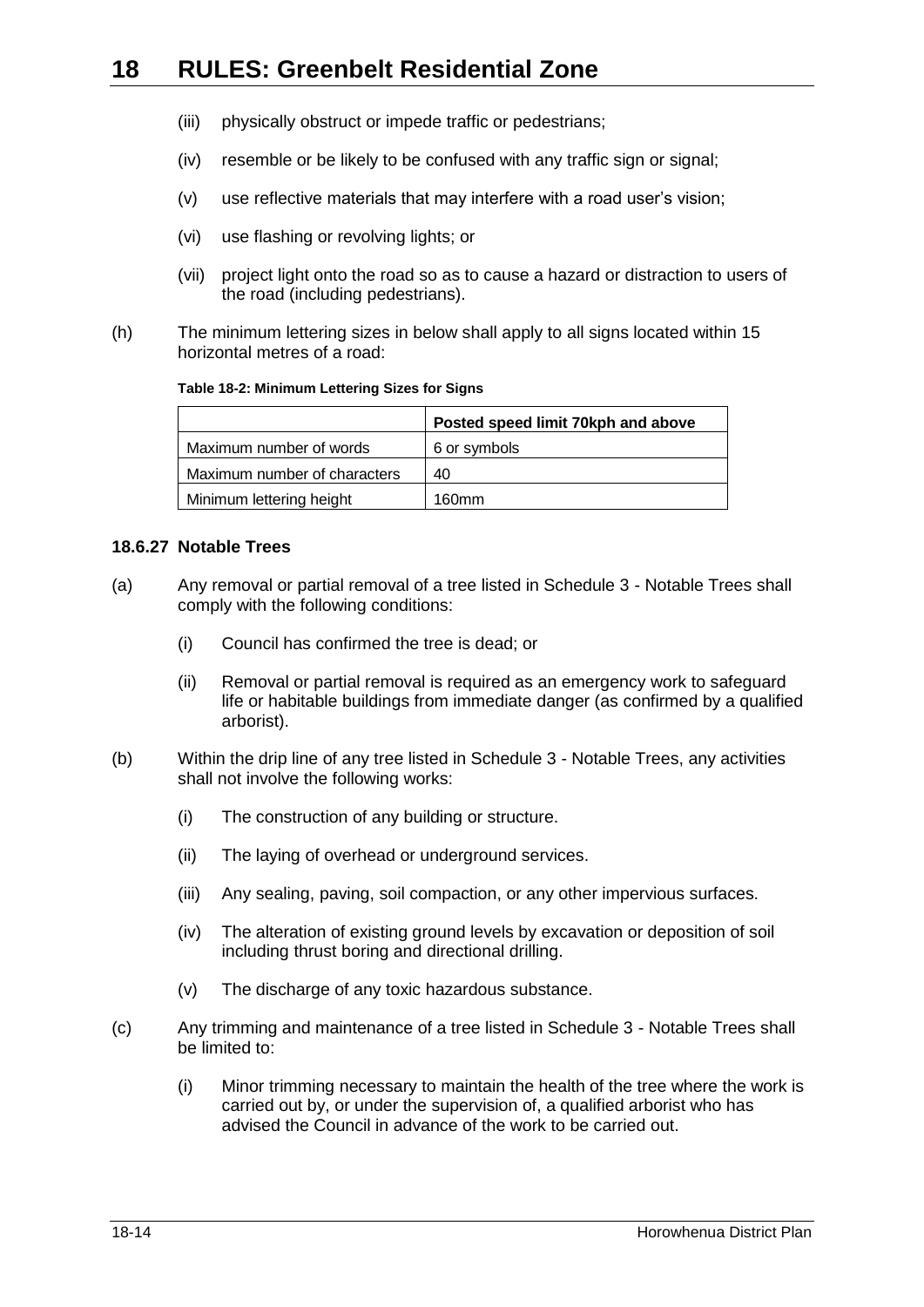(iii) physically obstruct or impede traffic or pedestrians;

(iv) resemble or be likely to be confused with any traffic sign or signal;

(v) use reflective materials that may interfere with a road user's vision;

(vi) use flashing or revolving lights; or

(vii) project light onto the road so as to cause a hazard or distraction to users of the road (including pedestrians).

(h) The minimum lettering sizes in below shall apply to all signs located within 15 horizontal metres of a road:

**Table 18-2: Minimum Lettering Sizes for Signs**

| | Posted speed limit 70kph and above |
|---|---|
| Maximum number of words | 6 or symbols |
| Maximum number of characters | 40 |
| Minimum lettering height | 160mm |

### 18.6.27 Notable Trees

(a) Any removal or partial removal of a tree listed in Schedule 3 - Notable Trees shall comply with the following conditions:

(i) Council has confirmed the tree is dead; or

(ii) Removal or partial removal is required as an emergency work to safeguard life or habitable buildings from immediate danger (as confirmed by a qualified arborist).

(b) Within the drip line of any tree listed in Schedule 3 - Notable Trees, any activities shall not involve the following works:

(i) The construction of any building or structure.

(ii) The laying of overhead or underground services.

(iii) Any sealing, paving, soil compaction, or any other impervious surfaces.

(iv) The alteration of existing ground levels by excavation or deposition of soil including thrust boring and directional drilling.

(v) The discharge of any toxic hazardous substance.

(c) Any trimming and maintenance of a tree listed in Schedule 3 - Notable Trees shall be limited to:

(i) Minor trimming necessary to maintain the health of the tree where the work is carried out by, or under the supervision of, a qualified arborist who has advised the Council in advance of the work to be carried out.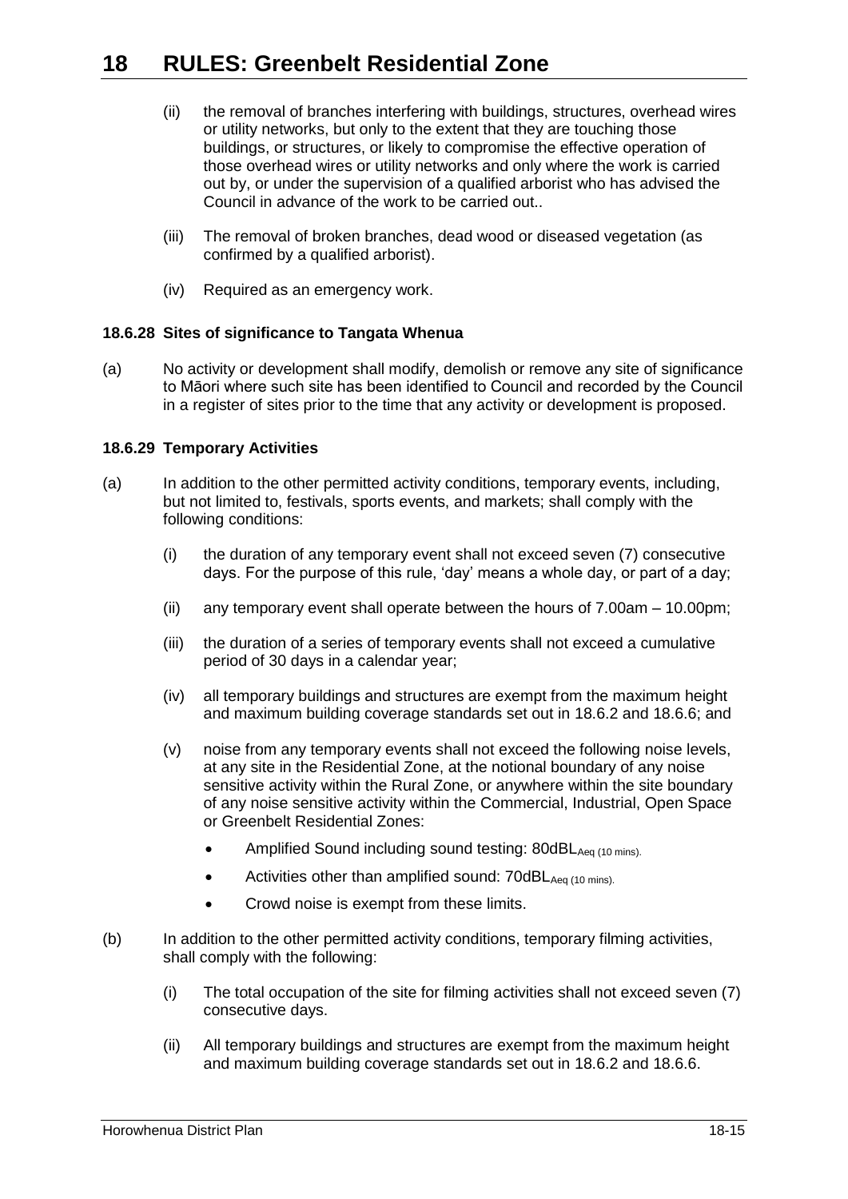(ii) the removal of branches interfering with buildings, structures, overhead wires or utility networks, but only to the extent that they are touching those buildings, or structures, or likely to compromise the effective operation of those overhead wires or utility networks and only where the work is carried out by, or under the supervision of a qualified arborist who has advised the Council in advance of the work to be carried out..

(iii) The removal of broken branches, dead wood or diseased vegetation (as confirmed by a qualified arborist).

(iv) Required as an emergency work.

**18.6.28 Sites of significance to Tangata Whenua**

(a) No activity or development shall modify, demolish or remove any site of significance to Māori where such site has been identified to Council and recorded by the Council in a register of sites prior to the time that any activity or development is proposed.

**18.6.29 Temporary Activities**

(a) In addition to the other permitted activity conditions, temporary events, including, but not limited to, festivals, sports events, and markets; shall comply with the following conditions:

(i) the duration of any temporary event shall not exceed seven (7) consecutive days. For the purpose of this rule, 'day' means a whole day, or part of a day;

(ii) any temporary event shall operate between the hours of 7.00am – 10.00pm;

(iii) the duration of a series of temporary events shall not exceed a cumulative period of 30 days in a calendar year;

(iv) all temporary buildings and structures are exempt from the maximum height and maximum building coverage standards set out in 18.6.2 and 18.6.6; and

(v) noise from any temporary events shall not exceed the following noise levels, at any site in the Residential Zone, at the notional boundary of any noise sensitive activity within the Rural Zone, or anywhere within the site boundary of any noise sensitive activity within the Commercial, Industrial, Open Space or Greenbelt Residential Zones:

- Amplified Sound including sound testing: $80dBL_{Aeq\ (10\ mins)}$.
- Activities other than amplified sound: $70dBL_{Aeq\ (10\ mins)}$.
- Crowd noise is exempt from these limits.

(b) In addition to the other permitted activity conditions, temporary filming activities, shall comply with the following:

(i) The total occupation of the site for filming activities shall not exceed seven (7) consecutive days.

(ii) All temporary buildings and structures are exempt from the maximum height and maximum building coverage standards set out in 18.6.2 and 18.6.6.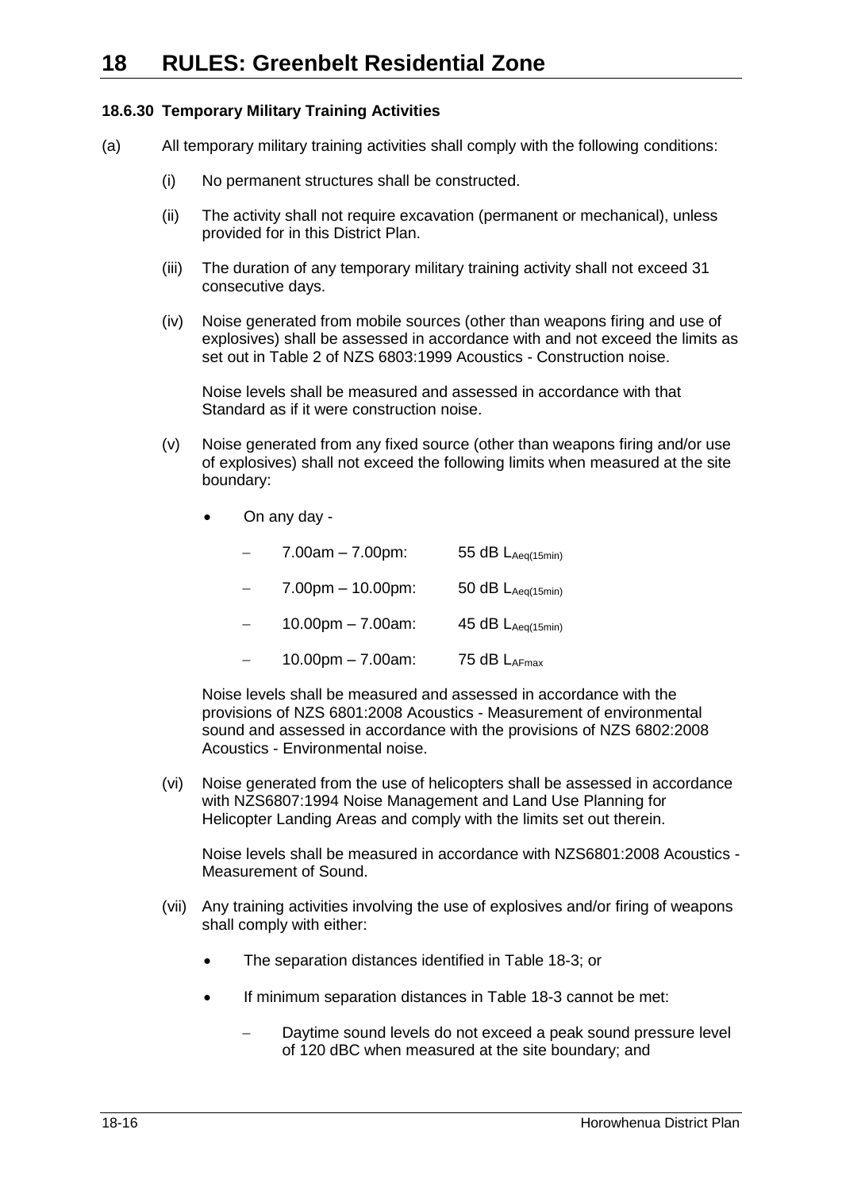# 18 RULES: Greenbelt Residential Zone

### 18.6.30 Temporary Military Training Activities

(a) All temporary military training activities shall comply with the following conditions:

(i) No permanent structures shall be constructed.

(ii) The activity shall not require excavation (permanent or mechanical), unless provided for in this District Plan.

(iii) The duration of any temporary military training activity shall not exceed 31 consecutive days.

(iv) Noise generated from mobile sources (other than weapons firing and use of explosives) shall be assessed in accordance with and not exceed the limits as set out in Table 2 of NZS 6803:1999 Acoustics - Construction noise.

Noise levels shall be measured and assessed in accordance with that Standard as if it were construction noise.

(v) Noise generated from any fixed source (other than weapons firing and/or use of explosives) shall not exceed the following limits when measured at the site boundary:

- On any day -
  - 7.00am – 7.00pm: 55 dB $L_{Aeq(15min)}$
  - 7.00pm – 10.00pm: 50 dB $L_{Aeq(15min)}$
  - 10.00pm – 7.00am: 45 dB $L_{Aeq(15min)}$
  - 10.00pm – 7.00am: 75 dB $L_{AFmax}$

Noise levels shall be measured and assessed in accordance with the provisions of NZS 6801:2008 Acoustics - Measurement of environmental sound and assessed in accordance with the provisions of NZS 6802:2008 Acoustics - Environmental noise.

(vi) Noise generated from the use of helicopters shall be assessed in accordance with NZS6807:1994 Noise Management and Land Use Planning for Helicopter Landing Areas and comply with the limits set out therein.

Noise levels shall be measured in accordance with NZS6801:2008 Acoustics - Measurement of Sound.

(vii) Any training activities involving the use of explosives and/or firing of weapons shall comply with either:

- The separation distances identified in Table 18-3; or
- If minimum separation distances in Table 18-3 cannot be met:
  - Daytime sound levels do not exceed a peak sound pressure level of 120 dBC when measured at the site boundary; and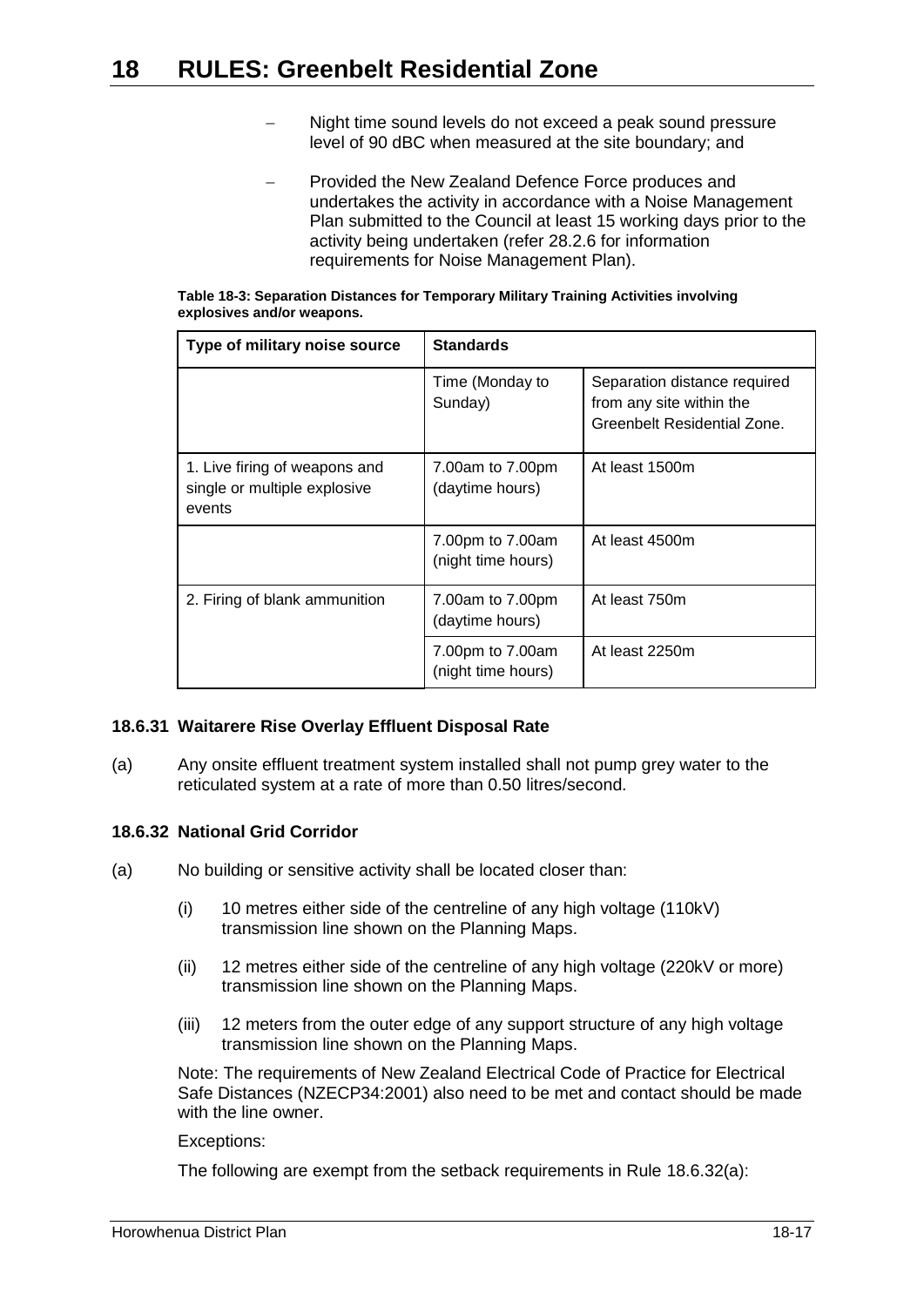- Night time sound levels do not exceed a peak sound pressure level of 90 dBC when measured at the site boundary; and

- Provided the New Zealand Defence Force produces and undertakes the activity in accordance with a Noise Management Plan submitted to the Council at least 15 working days prior to the activity being undertaken (refer 28.2.6 for information requirements for Noise Management Plan).

**Table 18-3: Separation Distances for Temporary Military Training Activities involving explosives and/or weapons.**

| Type of military noise source | Standards | |
|---|---|---|
| | Time (Monday to Sunday) | Separation distance required from any site within the Greenbelt Residential Zone. |
| 1. Live firing of weapons and single or multiple explosive events | 7.00am to 7.00pm (daytime hours) | At least 1500m |
| | 7.00pm to 7.00am (night time hours) | At least 4500m |
| 2. Firing of blank ammunition | 7.00am to 7.00pm (daytime hours) | At least 750m |
| | 7.00pm to 7.00am (night time hours) | At least 2250m |

#### 18.6.31 Waitarere Rise Overlay Effluent Disposal Rate

(a) Any onsite effluent treatment system installed shall not pump grey water to the reticulated system at a rate of more than 0.50 litres/second.

#### 18.6.32 National Grid Corridor

(a) No building or sensitive activity shall be located closer than:

(i) 10 metres either side of the centreline of any high voltage (110kV) transmission line shown on the Planning Maps.

(ii) 12 metres either side of the centreline of any high voltage (220kV or more) transmission line shown on the Planning Maps.

(iii) 12 meters from the outer edge of any support structure of any high voltage transmission line shown on the Planning Maps.

Note: The requirements of New Zealand Electrical Code of Practice for Electrical Safe Distances (NZECP34:2001) also need to be met and contact should be made with the line owner.

Exceptions:

The following are exempt from the setback requirements in Rule 18.6.32(a):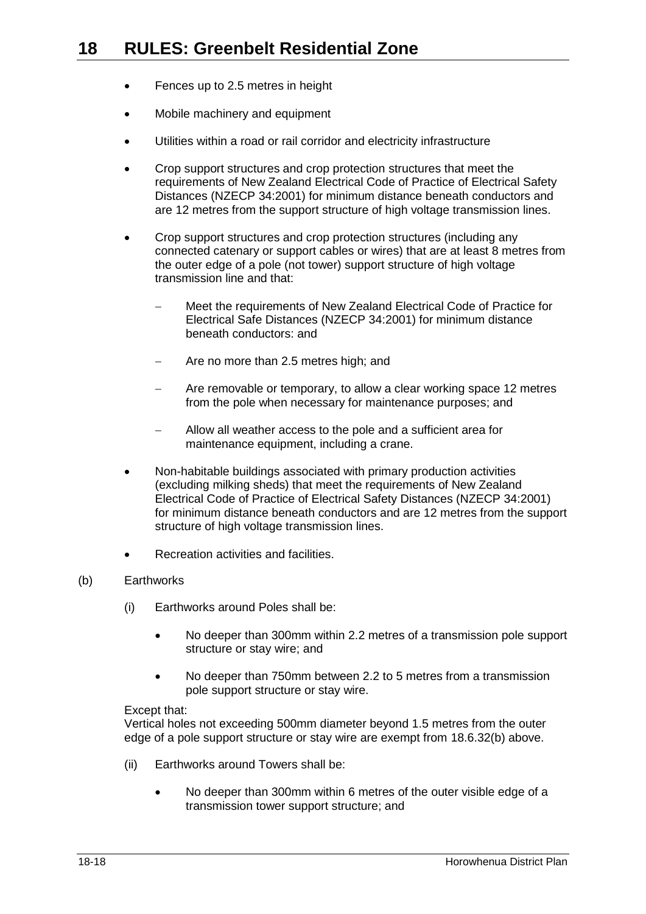- Fences up to 2.5 metres in height
- Mobile machinery and equipment
- Utilities within a road or rail corridor and electricity infrastructure
- Crop support structures and crop protection structures that meet the requirements of New Zealand Electrical Code of Practice of Electrical Safety Distances (NZECP 34:2001) for minimum distance beneath conductors and are 12 metres from the support structure of high voltage transmission lines.
- Crop support structures and crop protection structures (including any connected catenary or support cables or wires) that are at least 8 metres from the outer edge of a pole (not tower) support structure of high voltage transmission line and that:
  - Meet the requirements of New Zealand Electrical Code of Practice for Electrical Safe Distances (NZECP 34:2001) for minimum distance beneath conductors: and
  - Are no more than 2.5 metres high; and
  - Are removable or temporary, to allow a clear working space 12 metres from the pole when necessary for maintenance purposes; and
  - Allow all weather access to the pole and a sufficient area for maintenance equipment, including a crane.
- Non-habitable buildings associated with primary production activities (excluding milking sheds) that meet the requirements of New Zealand Electrical Code of Practice of Electrical Safety Distances (NZECP 34:2001) for minimum distance beneath conductors and are 12 metres from the support structure of high voltage transmission lines.
- Recreation activities and facilities.

(b) Earthworks

(i) Earthworks around Poles shall be:

- No deeper than 300mm within 2.2 metres of a transmission pole support structure or stay wire; and
- No deeper than 750mm between 2.2 to 5 metres from a transmission pole support structure or stay wire.

Except that:
Vertical holes not exceeding 500mm diameter beyond 1.5 metres from the outer edge of a pole support structure or stay wire are exempt from 18.6.32(b) above.

(ii) Earthworks around Towers shall be:

- No deeper than 300mm within 6 metres of the outer visible edge of a transmission tower support structure; and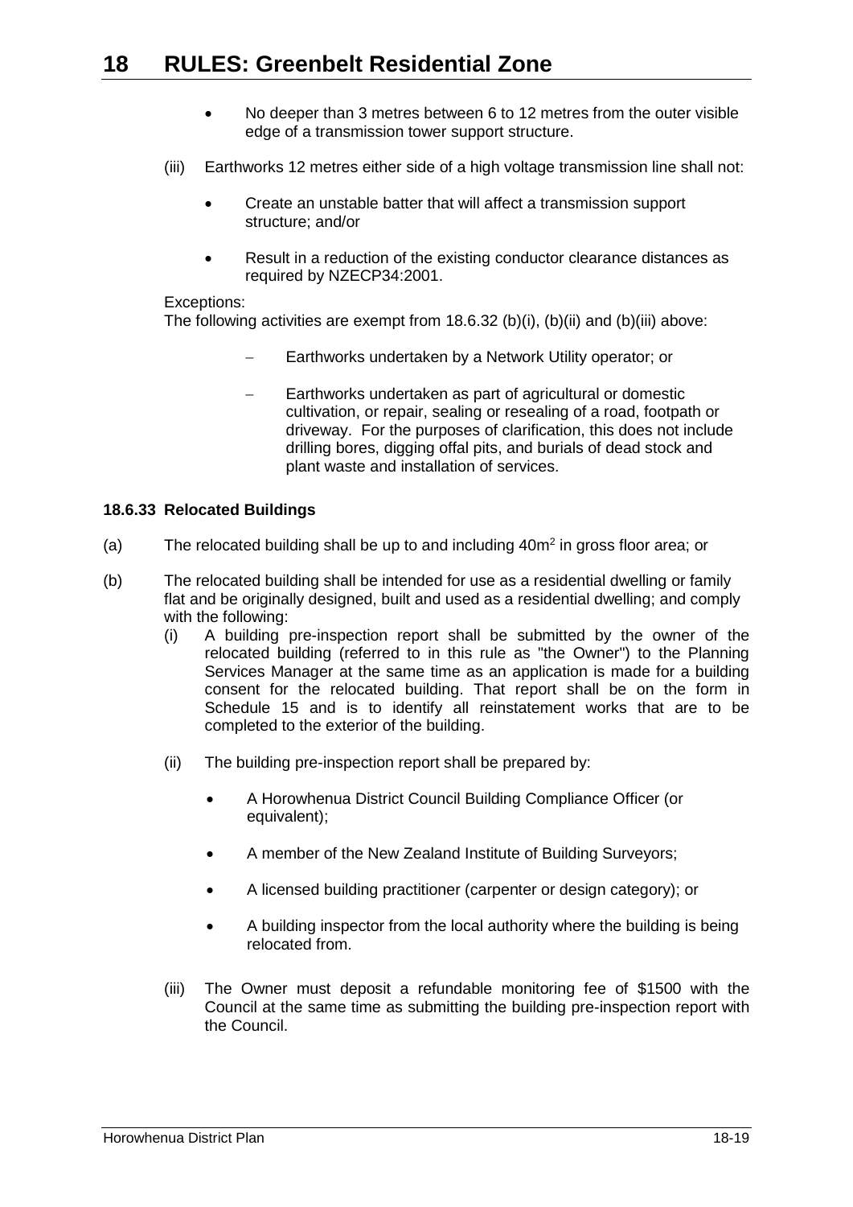- No deeper than 3 metres between 6 to 12 metres from the outer visible edge of a transmission tower support structure.

(iii) Earthworks 12 metres either side of a high voltage transmission line shall not:

- Create an unstable batter that will affect a transmission support structure; and/or
- Result in a reduction of the existing conductor clearance distances as required by NZECP34:2001.

Exceptions:
The following activities are exempt from 18.6.32 (b)(i), (b)(ii) and (b)(iii) above:

- Earthworks undertaken by a Network Utility operator; or
- Earthworks undertaken as part of agricultural or domestic cultivation, or repair, sealing or resealing of a road, footpath or driveway. For the purposes of clarification, this does not include drilling bores, digging offal pits, and burials of dead stock and plant waste and installation of services.

**18.6.33 Relocated Buildings**

(a) The relocated building shall be up to and including 40m² in gross floor area; or

(b) The relocated building shall be intended for use as a residential dwelling or family flat and be originally designed, built and used as a residential dwelling; and comply with the following:

(i) A building pre-inspection report shall be submitted by the owner of the relocated building (referred to in this rule as "the Owner") to the Planning Services Manager at the same time as an application is made for a building consent for the relocated building. That report shall be on the form in Schedule 15 and is to identify all reinstatement works that are to be completed to the exterior of the building.

(ii) The building pre-inspection report shall be prepared by:

- A Horowhenua District Council Building Compliance Officer (or equivalent);
- A member of the New Zealand Institute of Building Surveyors;
- A licensed building practitioner (carpenter or design category); or
- A building inspector from the local authority where the building is being relocated from.

(iii) The Owner must deposit a refundable monitoring fee of $1500 with the Council at the same time as submitting the building pre-inspection report with the Council.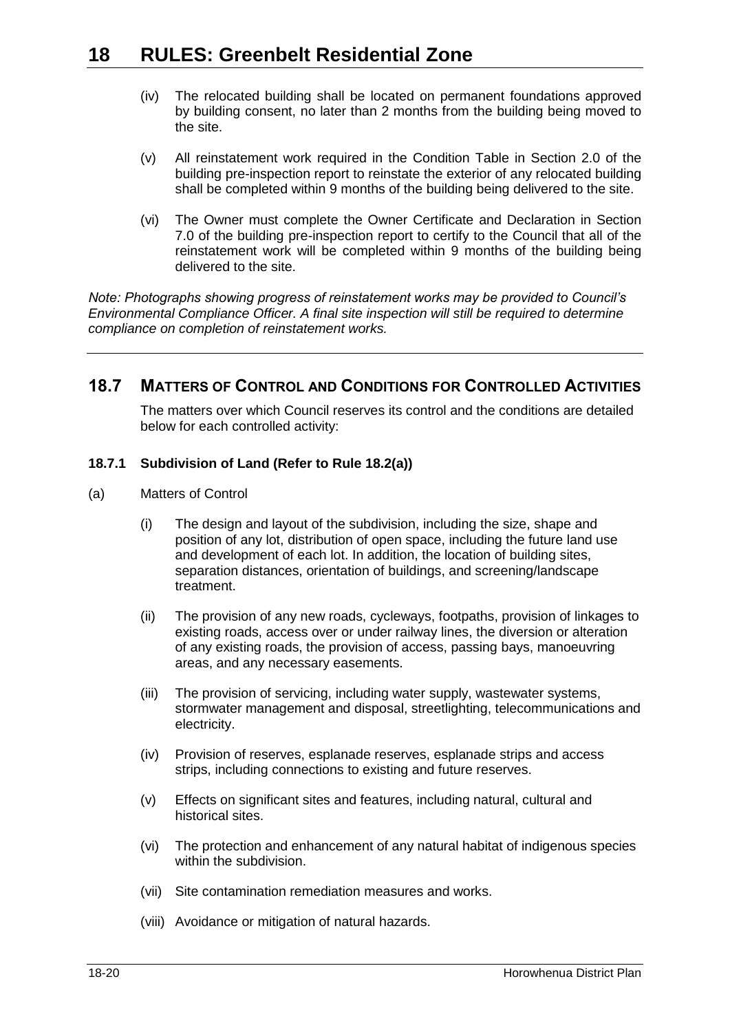(iv) The relocated building shall be located on permanent foundations approved by building consent, no later than 2 months from the building being moved to the site.

(v) All reinstatement work required in the Condition Table in Section 2.0 of the building pre-inspection report to reinstate the exterior of any relocated building shall be completed within 9 months of the building being delivered to the site.

(vi) The Owner must complete the Owner Certificate and Declaration in Section 7.0 of the building pre-inspection report to certify to the Council that all of the reinstatement work will be completed within 9 months of the building being delivered to the site.

*Note: Photographs showing progress of reinstatement works may be provided to Council's Environmental Compliance Officer. A final site inspection will still be required to determine compliance on completion of reinstatement works.*

## 18.7 MATTERS OF CONTROL AND CONDITIONS FOR CONTROLLED ACTIVITIES

The matters over which Council reserves its control and the conditions are detailed below for each controlled activity:

### 18.7.1 Subdivision of Land (Refer to Rule 18.2(a))

(a) Matters of Control

(i) The design and layout of the subdivision, including the size, shape and position of any lot, distribution of open space, including the future land use and development of each lot. In addition, the location of building sites, separation distances, orientation of buildings, and screening/landscape treatment.

(ii) The provision of any new roads, cycleways, footpaths, provision of linkages to existing roads, access over or under railway lines, the diversion or alteration of any existing roads, the provision of access, passing bays, manoeuvring areas, and any necessary easements.

(iii) The provision of servicing, including water supply, wastewater systems, stormwater management and disposal, streetlighting, telecommunications and electricity.

(iv) Provision of reserves, esplanade reserves, esplanade strips and access strips, including connections to existing and future reserves.

(v) Effects on significant sites and features, including natural, cultural and historical sites.

(vi) The protection and enhancement of any natural habitat of indigenous species within the subdivision.

(vii) Site contamination remediation measures and works.

(viii) Avoidance or mitigation of natural hazards.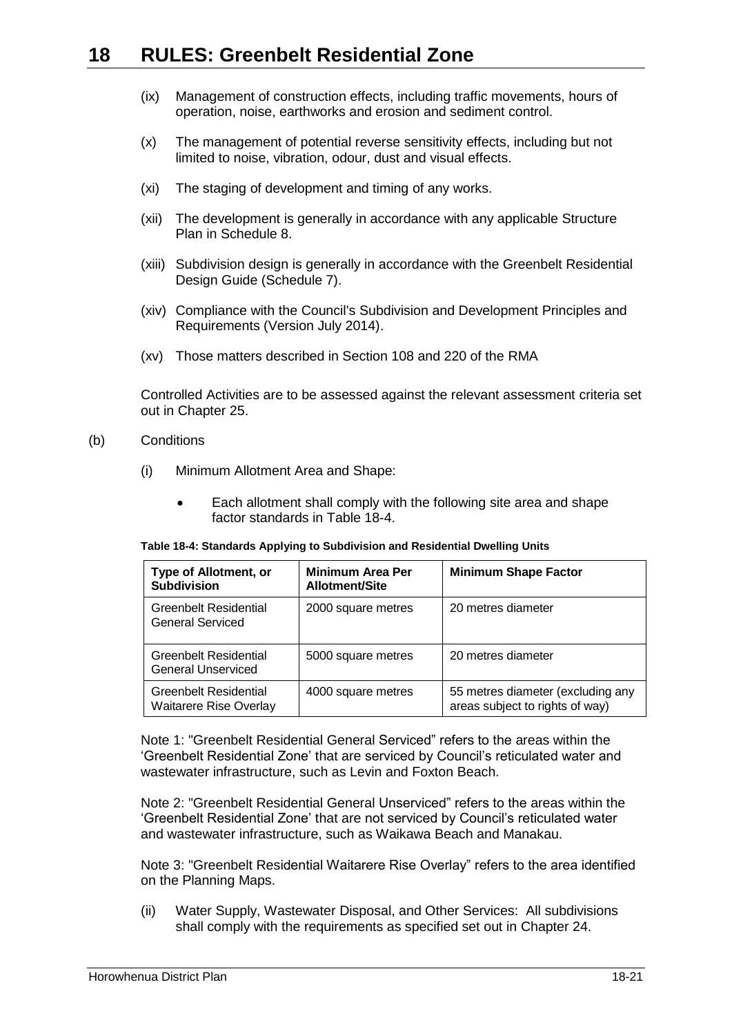(ix) Management of construction effects, including traffic movements, hours of operation, noise, earthworks and erosion and sediment control.

(x) The management of potential reverse sensitivity effects, including but not limited to noise, vibration, odour, dust and visual effects.

(xi) The staging of development and timing of any works.

(xii) The development is generally in accordance with any applicable Structure Plan in Schedule 8.

(xiii) Subdivision design is generally in accordance with the Greenbelt Residential Design Guide (Schedule 7).

(xiv) Compliance with the Council's Subdivision and Development Principles and Requirements (Version July 2014).

(xv) Those matters described in Section 108 and 220 of the RMA

Controlled Activities are to be assessed against the relevant assessment criteria set out in Chapter 25.

(b) Conditions

(i) Minimum Allotment Area and Shape:

- Each allotment shall comply with the following site area and shape factor standards in Table 18-4.

**Table 18-4: Standards Applying to Subdivision and Residential Dwelling Units**

| Type of Allotment, or Subdivision | Minimum Area Per Allotment/Site | Minimum Shape Factor |
|---|---|---|
| Greenbelt Residential General Serviced | 2000 square metres | 20 metres diameter |
| Greenbelt Residential General Unserviced | 5000 square metres | 20 metres diameter |
| Greenbelt Residential Waitarere Rise Overlay | 4000 square metres | 55 metres diameter (excluding any areas subject to rights of way) |

Note 1: "Greenbelt Residential General Serviced" refers to the areas within the 'Greenbelt Residential Zone' that are serviced by Council's reticulated water and wastewater infrastructure, such as Levin and Foxton Beach.

Note 2: "Greenbelt Residential General Unserviced" refers to the areas within the 'Greenbelt Residential Zone' that are not serviced by Council's reticulated water and wastewater infrastructure, such as Waikawa Beach and Manakau.

Note 3: "Greenbelt Residential Waitarere Rise Overlay" refers to the area identified on the Planning Maps.

(ii) Water Supply, Wastewater Disposal, and Other Services: All subdivisions shall comply with the requirements as specified set out in Chapter 24.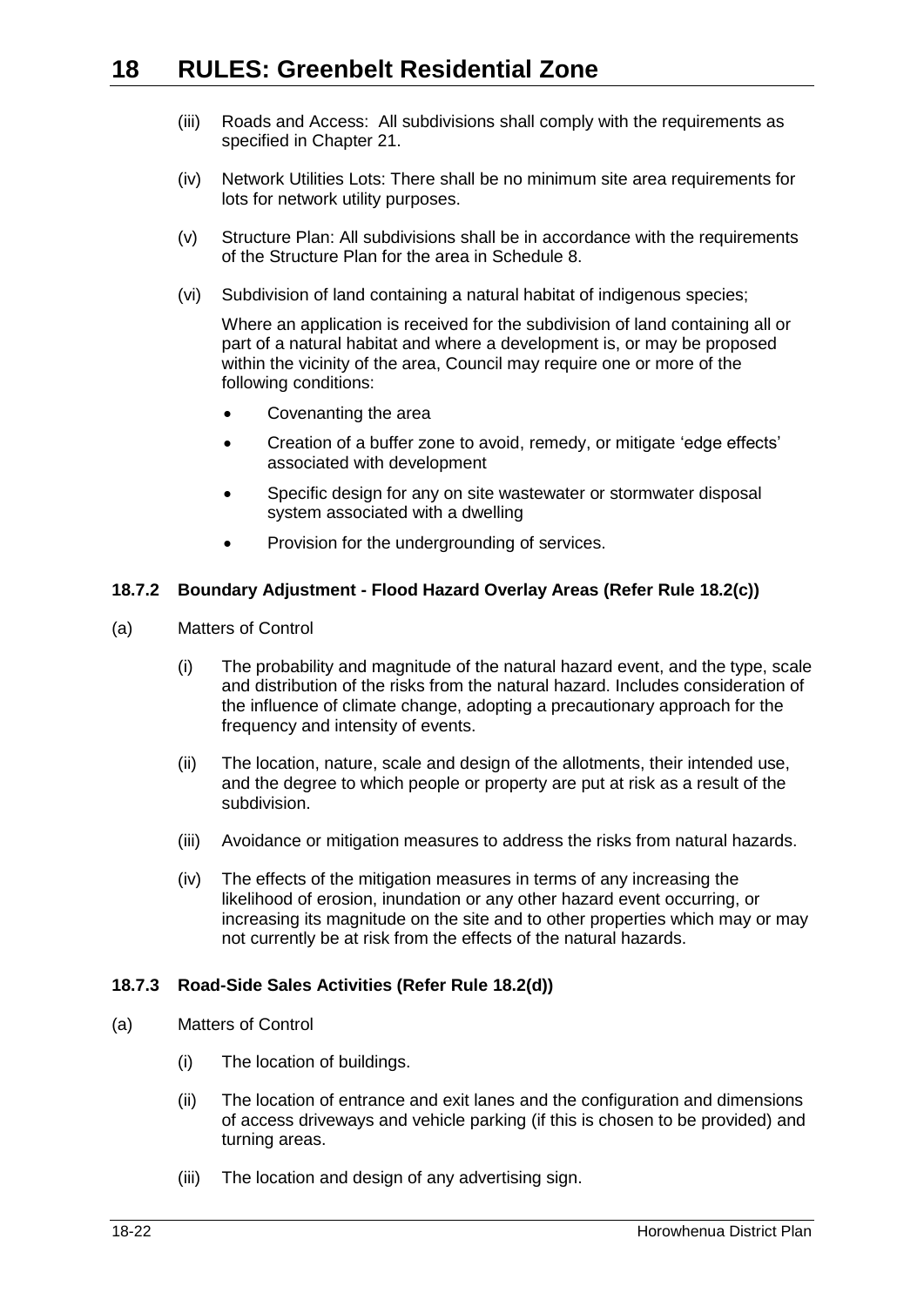(iii) Roads and Access: All subdivisions shall comply with the requirements as specified in Chapter 21.

(iv) Network Utilities Lots: There shall be no minimum site area requirements for lots for network utility purposes.

(v) Structure Plan: All subdivisions shall be in accordance with the requirements of the Structure Plan for the area in Schedule 8.

(vi) Subdivision of land containing a natural habitat of indigenous species;

Where an application is received for the subdivision of land containing all or part of a natural habitat and where a development is, or may be proposed within the vicinity of the area, Council may require one or more of the following conditions:

- Covenanting the area
- Creation of a buffer zone to avoid, remedy, or mitigate 'edge effects' associated with development
- Specific design for any on site wastewater or stormwater disposal system associated with a dwelling
- Provision for the undergrounding of services.

### 18.7.2 Boundary Adjustment - Flood Hazard Overlay Areas (Refer Rule 18.2(c))

(a) Matters of Control

(i) The probability and magnitude of the natural hazard event, and the type, scale and distribution of the risks from the natural hazard. Includes consideration of the influence of climate change, adopting a precautionary approach for the frequency and intensity of events.

(ii) The location, nature, scale and design of the allotments, their intended use, and the degree to which people or property are put at risk as a result of the subdivision.

(iii) Avoidance or mitigation measures to address the risks from natural hazards.

(iv) The effects of the mitigation measures in terms of any increasing the likelihood of erosion, inundation or any other hazard event occurring, or increasing its magnitude on the site and to other properties which may or may not currently be at risk from the effects of the natural hazards.

### 18.7.3 Road-Side Sales Activities (Refer Rule 18.2(d))

(a) Matters of Control

(i) The location of buildings.

(ii) The location of entrance and exit lanes and the configuration and dimensions of access driveways and vehicle parking (if this is chosen to be provided) and turning areas.

(iii) The location and design of any advertising sign.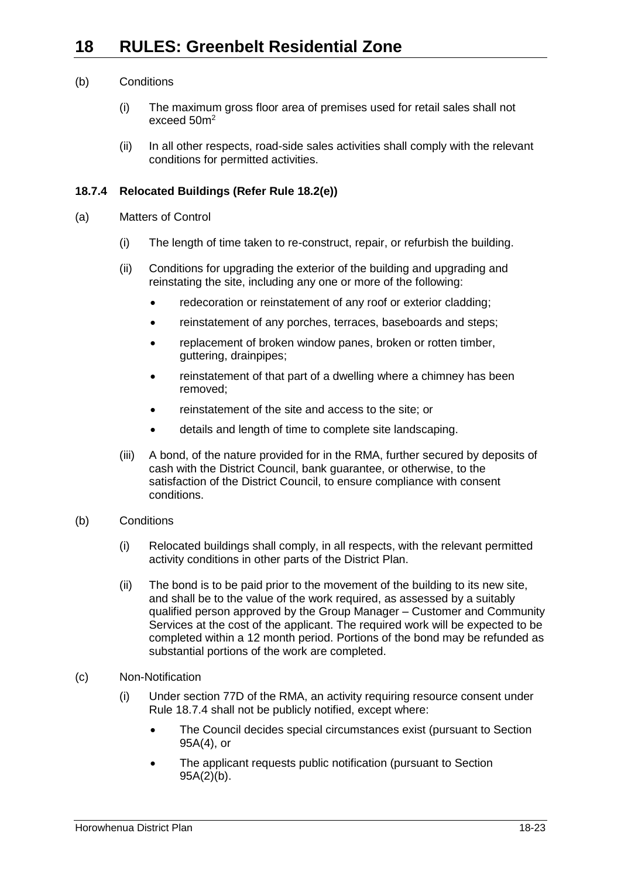(b) Conditions

(i) The maximum gross floor area of premises used for retail sales shall not exceed $50m^2$

(ii) In all other respects, road-side sales activities shall comply with the relevant conditions for permitted activities.

### 18.7.4 Relocated Buildings (Refer Rule 18.2(e))

(a) Matters of Control

(i) The length of time taken to re-construct, repair, or refurbish the building.

(ii) Conditions for upgrading the exterior of the building and upgrading and reinstating the site, including any one or more of the following:

- redecoration or reinstatement of any roof or exterior cladding;
- reinstatement of any porches, terraces, baseboards and steps;
- replacement of broken window panes, broken or rotten timber, guttering, drainpipes;
- reinstatement of that part of a dwelling where a chimney has been removed;
- reinstatement of the site and access to the site; or
- details and length of time to complete site landscaping.

(iii) A bond, of the nature provided for in the RMA, further secured by deposits of cash with the District Council, bank guarantee, or otherwise, to the satisfaction of the District Council, to ensure compliance with consent conditions.

(b) Conditions

(i) Relocated buildings shall comply, in all respects, with the relevant permitted activity conditions in other parts of the District Plan.

(ii) The bond is to be paid prior to the movement of the building to its new site, and shall be to the value of the work required, as assessed by a suitably qualified person approved by the Group Manager – Customer and Community Services at the cost of the applicant. The required work will be expected to be completed within a 12 month period. Portions of the bond may be refunded as substantial portions of the work are completed.

(c) Non-Notification

(i) Under section 77D of the RMA, an activity requiring resource consent under Rule 18.7.4 shall not be publicly notified, except where:

- The Council decides special circumstances exist (pursuant to Section 95A(4), or
- The applicant requests public notification (pursuant to Section 95A(2)(b).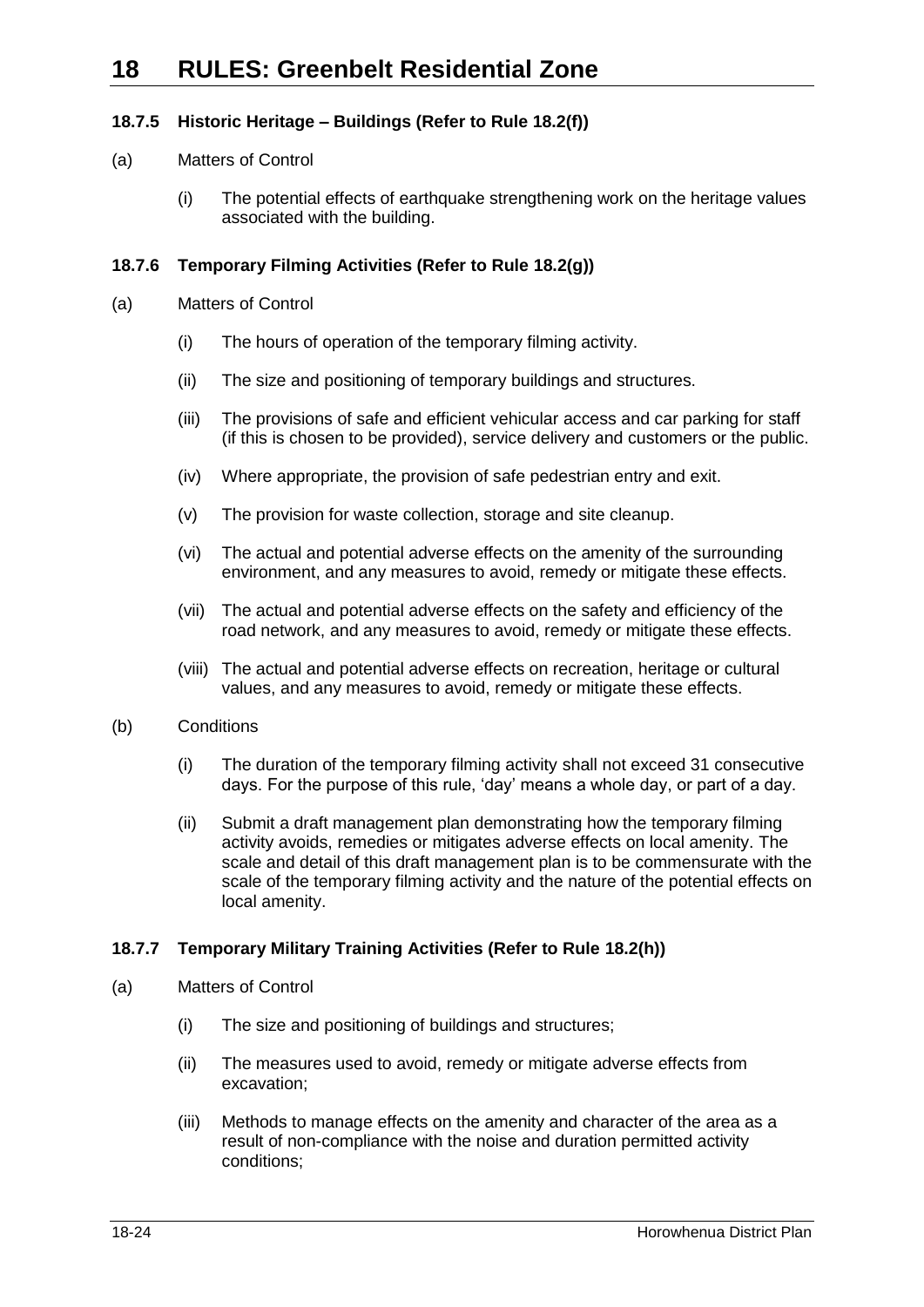### 18.7.5 Historic Heritage – Buildings (Refer to Rule 18.2(f))

(a) Matters of Control

(i) The potential effects of earthquake strengthening work on the heritage values associated with the building.

### 18.7.6 Temporary Filming Activities (Refer to Rule 18.2(g))

(a) Matters of Control

(i) The hours of operation of the temporary filming activity.

(ii) The size and positioning of temporary buildings and structures.

(iii) The provisions of safe and efficient vehicular access and car parking for staff (if this is chosen to be provided), service delivery and customers or the public.

(iv) Where appropriate, the provision of safe pedestrian entry and exit.

(v) The provision for waste collection, storage and site cleanup.

(vi) The actual and potential adverse effects on the amenity of the surrounding environment, and any measures to avoid, remedy or mitigate these effects.

(vii) The actual and potential adverse effects on the safety and efficiency of the road network, and any measures to avoid, remedy or mitigate these effects.

(viii) The actual and potential adverse effects on recreation, heritage or cultural values, and any measures to avoid, remedy or mitigate these effects.

(b) Conditions

(i) The duration of the temporary filming activity shall not exceed 31 consecutive days. For the purpose of this rule, 'day' means a whole day, or part of a day.

(ii) Submit a draft management plan demonstrating how the temporary filming activity avoids, remedies or mitigates adverse effects on local amenity. The scale and detail of this draft management plan is to be commensurate with the scale of the temporary filming activity and the nature of the potential effects on local amenity.

### 18.7.7 Temporary Military Training Activities (Refer to Rule 18.2(h))

(a) Matters of Control

(i) The size and positioning of buildings and structures;

(ii) The measures used to avoid, remedy or mitigate adverse effects from excavation;

(iii) Methods to manage effects on the amenity and character of the area as a result of non-compliance with the noise and duration permitted activity conditions;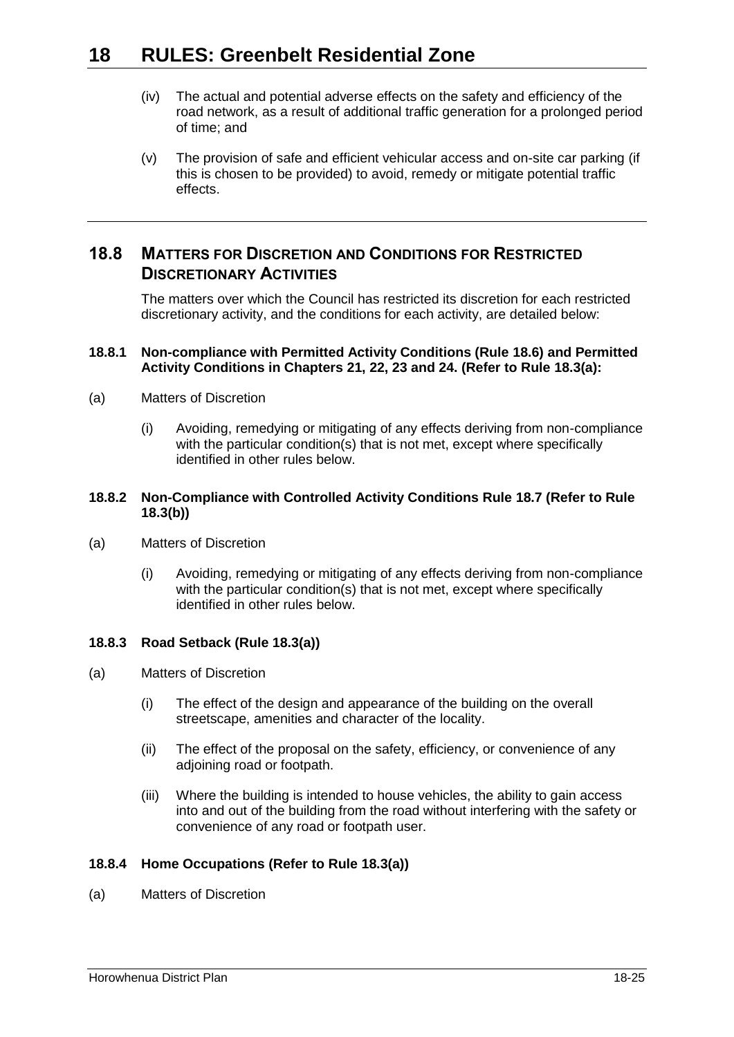(iv) The actual and potential adverse effects on the safety and efficiency of the road network, as a result of additional traffic generation for a prolonged period of time; and

(v) The provision of safe and efficient vehicular access and on-site car parking (if this is chosen to be provided) to avoid, remedy or mitigate potential traffic effects.

## 18.8 MATTERS FOR DISCRETION AND CONDITIONS FOR RESTRICTED DISCRETIONARY ACTIVITIES

The matters over which the Council has restricted its discretion for each restricted discretionary activity, and the conditions for each activity, are detailed below:

**18.8.1 Non-compliance with Permitted Activity Conditions (Rule 18.6) and Permitted Activity Conditions in Chapters 21, 22, 23 and 24. (Refer to Rule 18.3(a):**

(a) Matters of Discretion

(i) Avoiding, remedying or mitigating of any effects deriving from non-compliance with the particular condition(s) that is not met, except where specifically identified in other rules below.

**18.8.2 Non-Compliance with Controlled Activity Conditions Rule 18.7 (Refer to Rule 18.3(b))**

(a) Matters of Discretion

(i) Avoiding, remedying or mitigating of any effects deriving from non-compliance with the particular condition(s) that is not met, except where specifically identified in other rules below.

**18.8.3 Road Setback (Rule 18.3(a))**

(a) Matters of Discretion

(i) The effect of the design and appearance of the building on the overall streetscape, amenities and character of the locality.

(ii) The effect of the proposal on the safety, efficiency, or convenience of any adjoining road or footpath.

(iii) Where the building is intended to house vehicles, the ability to gain access into and out of the building from the road without interfering with the safety or convenience of any road or footpath user.

**18.8.4 Home Occupations (Refer to Rule 18.3(a))**

(a) Matters of Discretion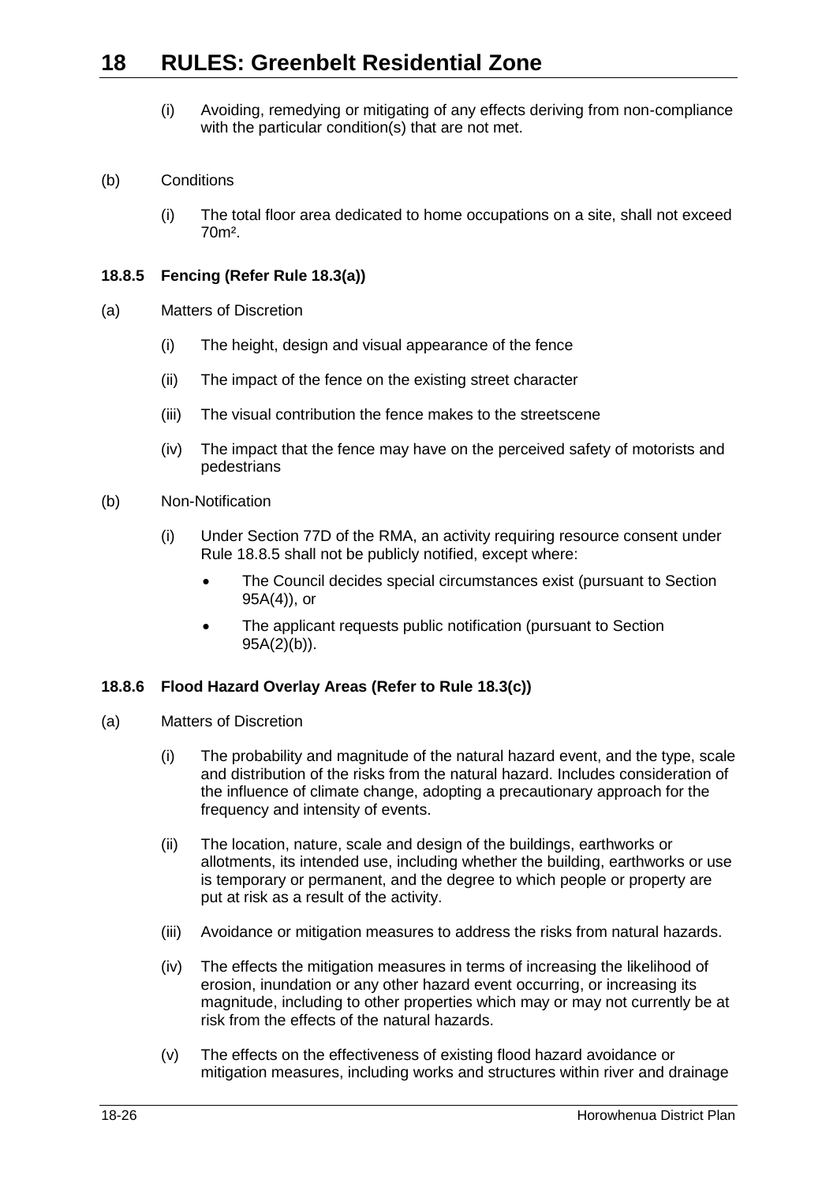(i) Avoiding, remedying or mitigating of any effects deriving from non-compliance with the particular condition(s) that are not met.

(b) Conditions

(i) The total floor area dedicated to home occupations on a site, shall not exceed 70m².

### 18.8.5 Fencing (Refer Rule 18.3(a))

(a) Matters of Discretion

(i) The height, design and visual appearance of the fence

(ii) The impact of the fence on the existing street character

(iii) The visual contribution the fence makes to the streetscene

(iv) The impact that the fence may have on the perceived safety of motorists and pedestrians

(b) Non-Notification

(i) Under Section 77D of the RMA, an activity requiring resource consent under Rule 18.8.5 shall not be publicly notified, except where:

- The Council decides special circumstances exist (pursuant to Section 95A(4)), or
- The applicant requests public notification (pursuant to Section 95A(2)(b)).

### 18.8.6 Flood Hazard Overlay Areas (Refer to Rule 18.3(c))

(a) Matters of Discretion

(i) The probability and magnitude of the natural hazard event, and the type, scale and distribution of the risks from the natural hazard. Includes consideration of the influence of climate change, adopting a precautionary approach for the frequency and intensity of events.

(ii) The location, nature, scale and design of the buildings, earthworks or allotments, its intended use, including whether the building, earthworks or use is temporary or permanent, and the degree to which people or property are put at risk as a result of the activity.

(iii) Avoidance or mitigation measures to address the risks from natural hazards.

(iv) The effects the mitigation measures in terms of increasing the likelihood of erosion, inundation or any other hazard event occurring, or increasing its magnitude, including to other properties which may or may not currently be at risk from the effects of the natural hazards.

(v) The effects on the effectiveness of existing flood hazard avoidance or mitigation measures, including works and structures within river and drainage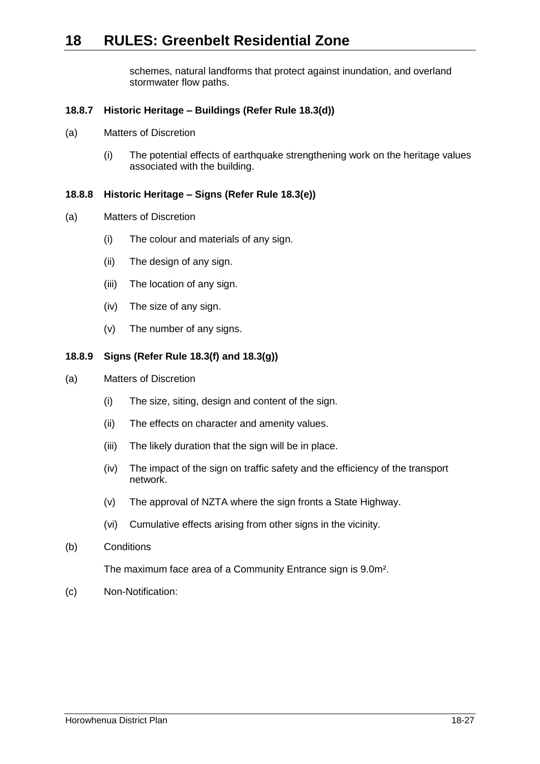schemes, natural landforms that protect against inundation, and overland stormwater flow paths.

#### 18.8.7 Historic Heritage – Buildings (Refer Rule 18.3(d))

(a) Matters of Discretion

(i) The potential effects of earthquake strengthening work on the heritage values associated with the building.

#### 18.8.8 Historic Heritage – Signs (Refer Rule 18.3(e))

(a) Matters of Discretion

(i) The colour and materials of any sign.

(ii) The design of any sign.

(iii) The location of any sign.

(iv) The size of any sign.

(v) The number of any signs.

#### 18.8.9 Signs (Refer Rule 18.3(f) and 18.3(g))

(a) Matters of Discretion

(i) The size, siting, design and content of the sign.

(ii) The effects on character and amenity values.

(iii) The likely duration that the sign will be in place.

(iv) The impact of the sign on traffic safety and the efficiency of the transport network.

(v) The approval of NZTA where the sign fronts a State Highway.

(vi) Cumulative effects arising from other signs in the vicinity.

(b) Conditions

The maximum face area of a Community Entrance sign is $9.0m^2$.

(c) Non-Notification: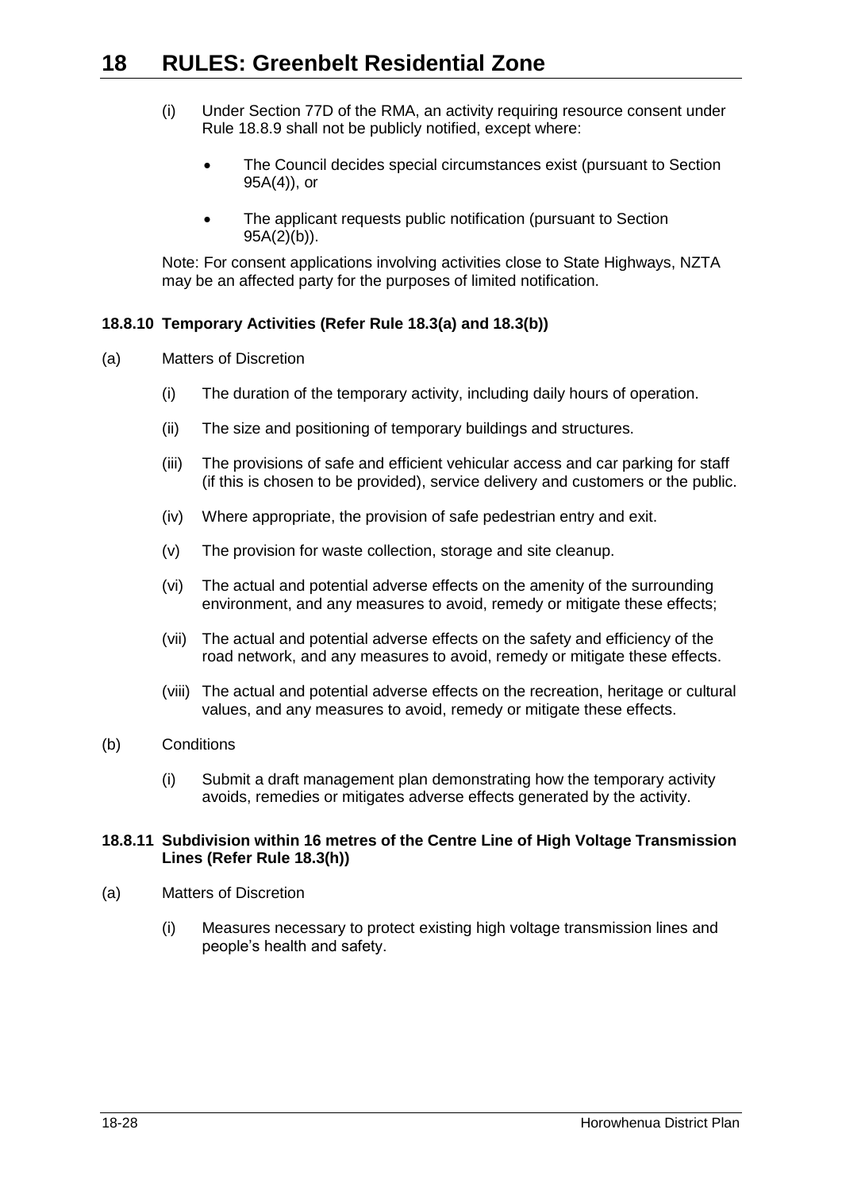(i) Under Section 77D of the RMA, an activity requiring resource consent under Rule 18.8.9 shall not be publicly notified, except where:

- The Council decides special circumstances exist (pursuant to Section 95A(4)), or
- The applicant requests public notification (pursuant to Section 95A(2)(b)).

Note: For consent applications involving activities close to State Highways, NZTA may be an affected party for the purposes of limited notification.

### 18.8.10 Temporary Activities (Refer Rule 18.3(a) and 18.3(b))

(a) Matters of Discretion

(i) The duration of the temporary activity, including daily hours of operation.

(ii) The size and positioning of temporary buildings and structures.

(iii) The provisions of safe and efficient vehicular access and car parking for staff (if this is chosen to be provided), service delivery and customers or the public.

(iv) Where appropriate, the provision of safe pedestrian entry and exit.

(v) The provision for waste collection, storage and site cleanup.

(vi) The actual and potential adverse effects on the amenity of the surrounding environment, and any measures to avoid, remedy or mitigate these effects;

(vii) The actual and potential adverse effects on the safety and efficiency of the road network, and any measures to avoid, remedy or mitigate these effects.

(viii) The actual and potential adverse effects on the recreation, heritage or cultural values, and any measures to avoid, remedy or mitigate these effects.

(b) Conditions

(i) Submit a draft management plan demonstrating how the temporary activity avoids, remedies or mitigates adverse effects generated by the activity.

### 18.8.11 Subdivision within 16 metres of the Centre Line of High Voltage Transmission Lines (Refer Rule 18.3(h))

(a) Matters of Discretion

(i) Measures necessary to protect existing high voltage transmission lines and people's health and safety.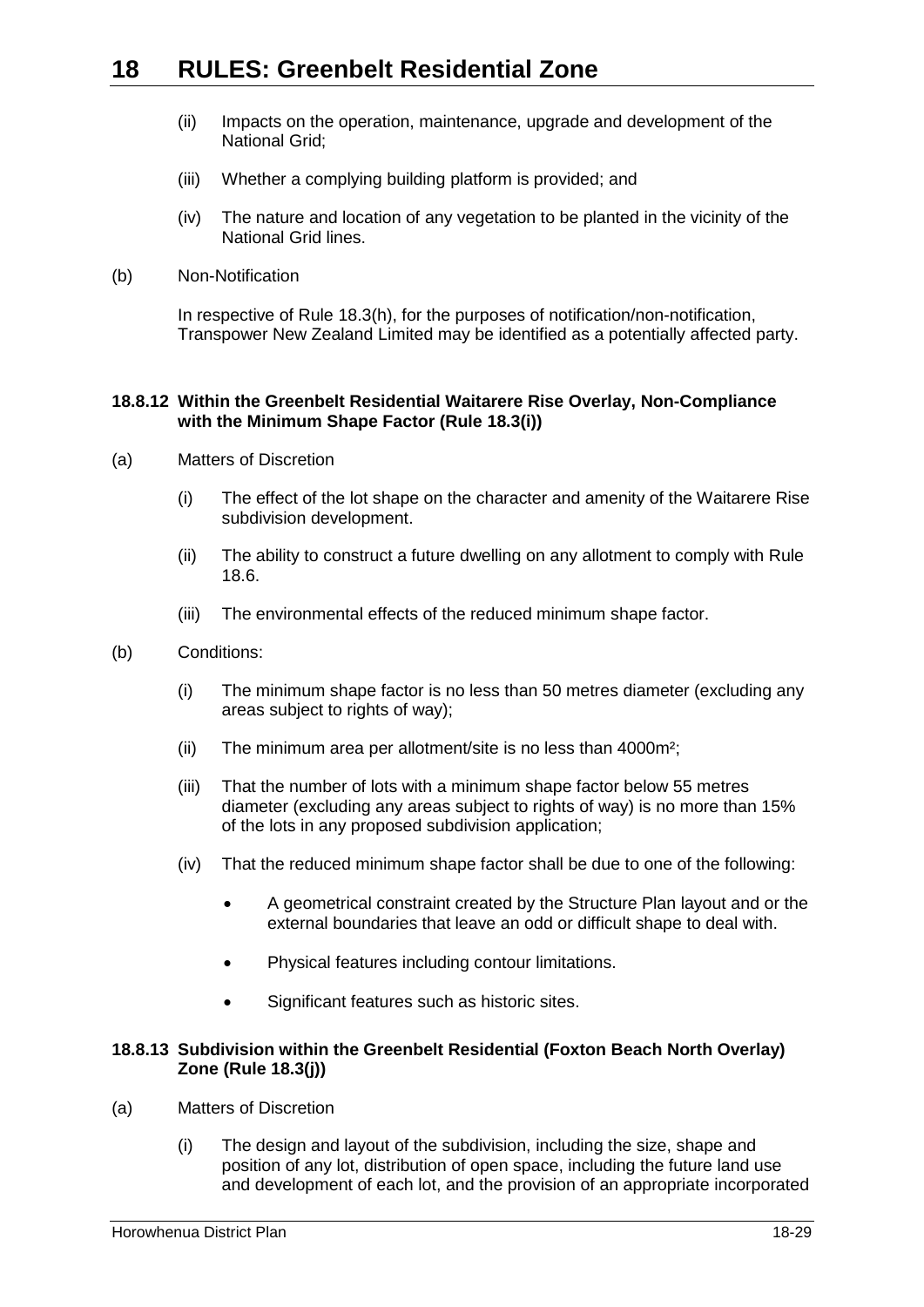(ii) Impacts on the operation, maintenance, upgrade and development of the National Grid;

(iii) Whether a complying building platform is provided; and

(iv) The nature and location of any vegetation to be planted in the vicinity of the National Grid lines.

(b) Non-Notification

In respective of Rule 18.3(h), for the purposes of notification/non-notification, Transpower New Zealand Limited may be identified as a potentially affected party.

**18.8.12 Within the Greenbelt Residential Waitarere Rise Overlay, Non-Compliance with the Minimum Shape Factor (Rule 18.3(i))**

(a) Matters of Discretion

(i) The effect of the lot shape on the character and amenity of the Waitarere Rise subdivision development.

(ii) The ability to construct a future dwelling on any allotment to comply with Rule 18.6.

(iii) The environmental effects of the reduced minimum shape factor.

(b) Conditions:

(i) The minimum shape factor is no less than 50 metres diameter (excluding any areas subject to rights of way);

(ii) The minimum area per allotment/site is no less than 4000m²;

(iii) That the number of lots with a minimum shape factor below 55 metres diameter (excluding any areas subject to rights of way) is no more than 15% of the lots in any proposed subdivision application;

(iv) That the reduced minimum shape factor shall be due to one of the following:

- A geometrical constraint created by the Structure Plan layout and or the external boundaries that leave an odd or difficult shape to deal with.
- Physical features including contour limitations.
- Significant features such as historic sites.

**18.8.13 Subdivision within the Greenbelt Residential (Foxton Beach North Overlay) Zone (Rule 18.3(j))**

(a) Matters of Discretion

(i) The design and layout of the subdivision, including the size, shape and position of any lot, distribution of open space, including the future land use and development of each lot, and the provision of an appropriate incorporated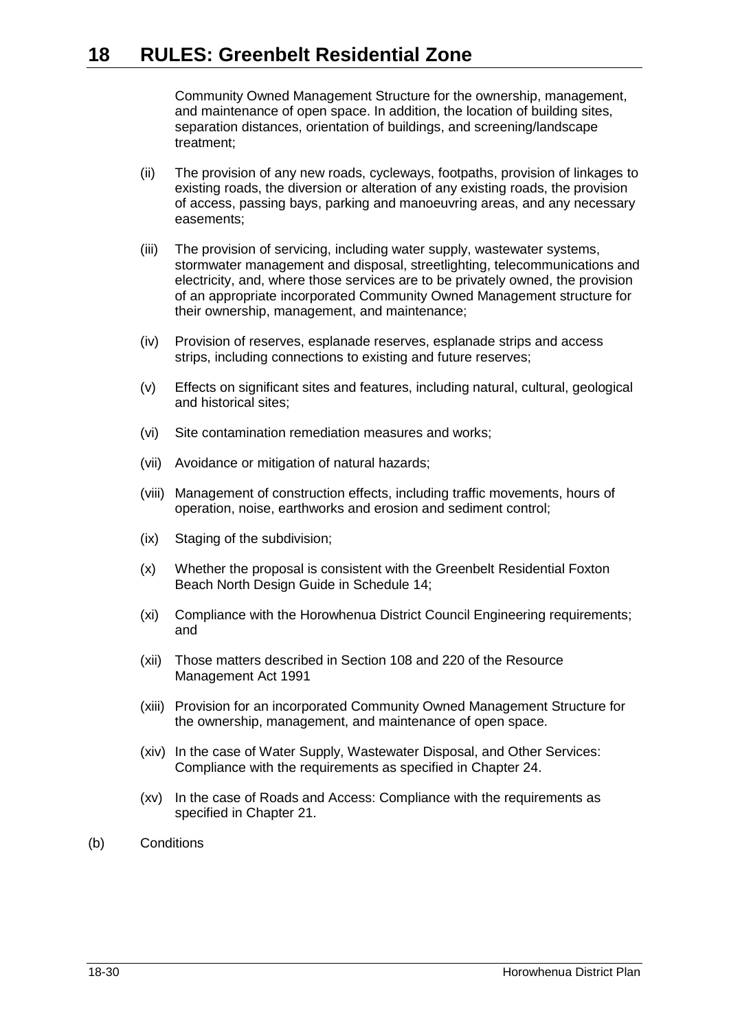Community Owned Management Structure for the ownership, management, and maintenance of open space. In addition, the location of building sites, separation distances, orientation of buildings, and screening/landscape treatment;

(ii) The provision of any new roads, cycleways, footpaths, provision of linkages to existing roads, the diversion or alteration of any existing roads, the provision of access, passing bays, parking and manoeuvring areas, and any necessary easements;

(iii) The provision of servicing, including water supply, wastewater systems, stormwater management and disposal, streetlighting, telecommunications and electricity, and, where those services are to be privately owned, the provision of an appropriate incorporated Community Owned Management structure for their ownership, management, and maintenance;

(iv) Provision of reserves, esplanade reserves, esplanade strips and access strips, including connections to existing and future reserves;

(v) Effects on significant sites and features, including natural, cultural, geological and historical sites;

(vi) Site contamination remediation measures and works;

(vii) Avoidance or mitigation of natural hazards;

(viii) Management of construction effects, including traffic movements, hours of operation, noise, earthworks and erosion and sediment control;

(ix) Staging of the subdivision;

(x) Whether the proposal is consistent with the Greenbelt Residential Foxton Beach North Design Guide in Schedule 14;

(xi) Compliance with the Horowhenua District Council Engineering requirements; and

(xii) Those matters described in Section 108 and 220 of the Resource Management Act 1991

(xiii) Provision for an incorporated Community Owned Management Structure for the ownership, management, and maintenance of open space.

(xiv) In the case of Water Supply, Wastewater Disposal, and Other Services: Compliance with the requirements as specified in Chapter 24.

(xv) In the case of Roads and Access: Compliance with the requirements as specified in Chapter 21.

(b) Conditions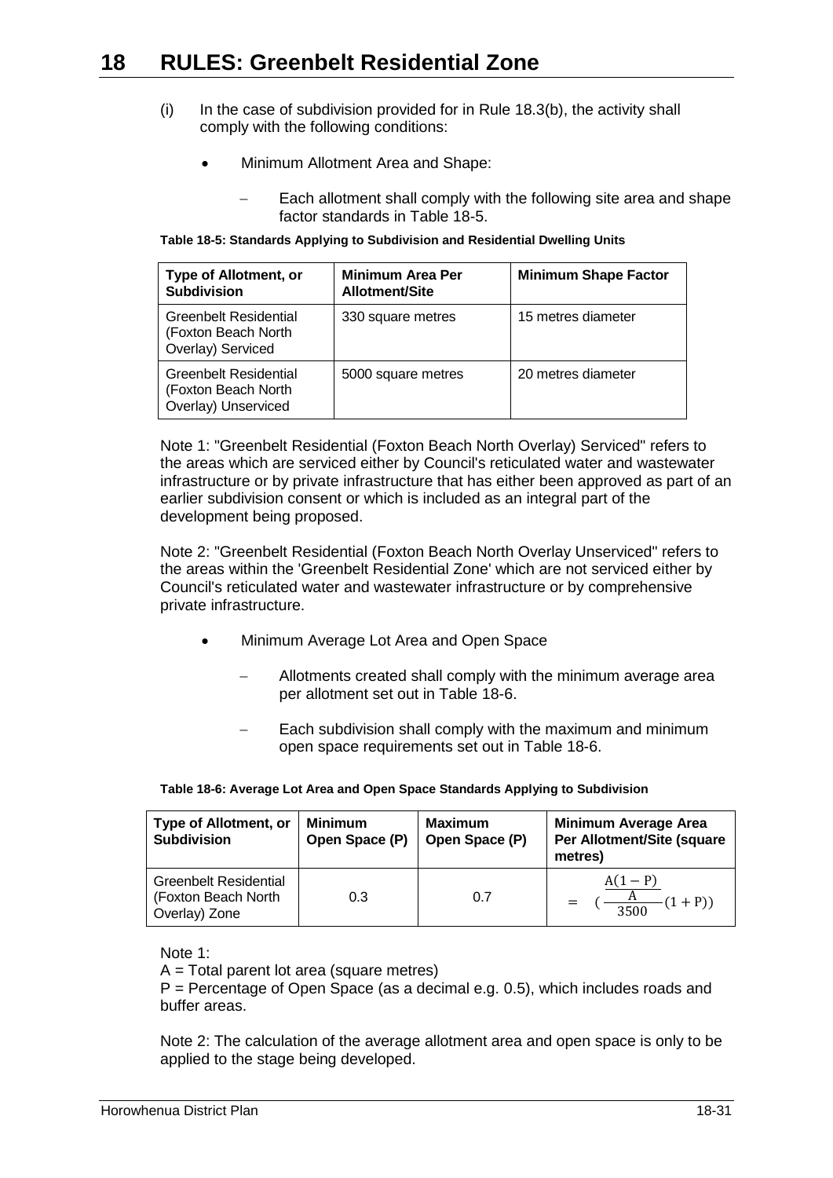# 18 RULES: Greenbelt Residential Zone

(i) In the case of subdivision provided for in Rule 18.3(b), the activity shall comply with the following conditions:

- Minimum Allotment Area and Shape:
  - Each allotment shall comply with the following site area and shape factor standards in Table 18-5.

**Table 18-5: Standards Applying to Subdivision and Residential Dwelling Units**

| Type of Allotment, or Subdivision | Minimum Area Per Allotment/Site | Minimum Shape Factor |
|---|---|---|
| Greenbelt Residential (Foxton Beach North Overlay) Serviced | 330 square metres | 15 metres diameter |
| Greenbelt Residential (Foxton Beach North Overlay) Unserviced | 5000 square metres | 20 metres diameter |

Note 1: "Greenbelt Residential (Foxton Beach North Overlay) Serviced" refers to the areas which are serviced either by Council's reticulated water and wastewater infrastructure or by private infrastructure that has either been approved as part of an earlier subdivision consent or which is included as an integral part of the development being proposed.

Note 2: "Greenbelt Residential (Foxton Beach North Overlay Unserviced" refers to the areas within the 'Greenbelt Residential Zone' which are not serviced either by Council's reticulated water and wastewater infrastructure or by comprehensive private infrastructure.

- Minimum Average Lot Area and Open Space
  - Allotments created shall comply with the minimum average area per allotment set out in Table 18-6.
  - Each subdivision shall comply with the maximum and minimum open space requirements set out in Table 18-6.

**Table 18-6: Average Lot Area and Open Space Standards Applying to Subdivision**

| Type of Allotment, or Subdivision | Minimum Open Space (P) | Maximum Open Space (P) | Minimum Average Area Per Allotment/Site (square metres) |
|---|---|---|---|
| Greenbelt Residential (Foxton Beach North Overlay) Zone | 0.3 | 0.7 | $= \dfrac{A(1-P)}{\left(\dfrac{A}{3500}(1+P)\right)}$ |

Note 1:
A = Total parent lot area (square metres)
P = Percentage of Open Space (as a decimal e.g. 0.5), which includes roads and buffer areas.

Note 2: The calculation of the average allotment area and open space is only to be applied to the stage being developed.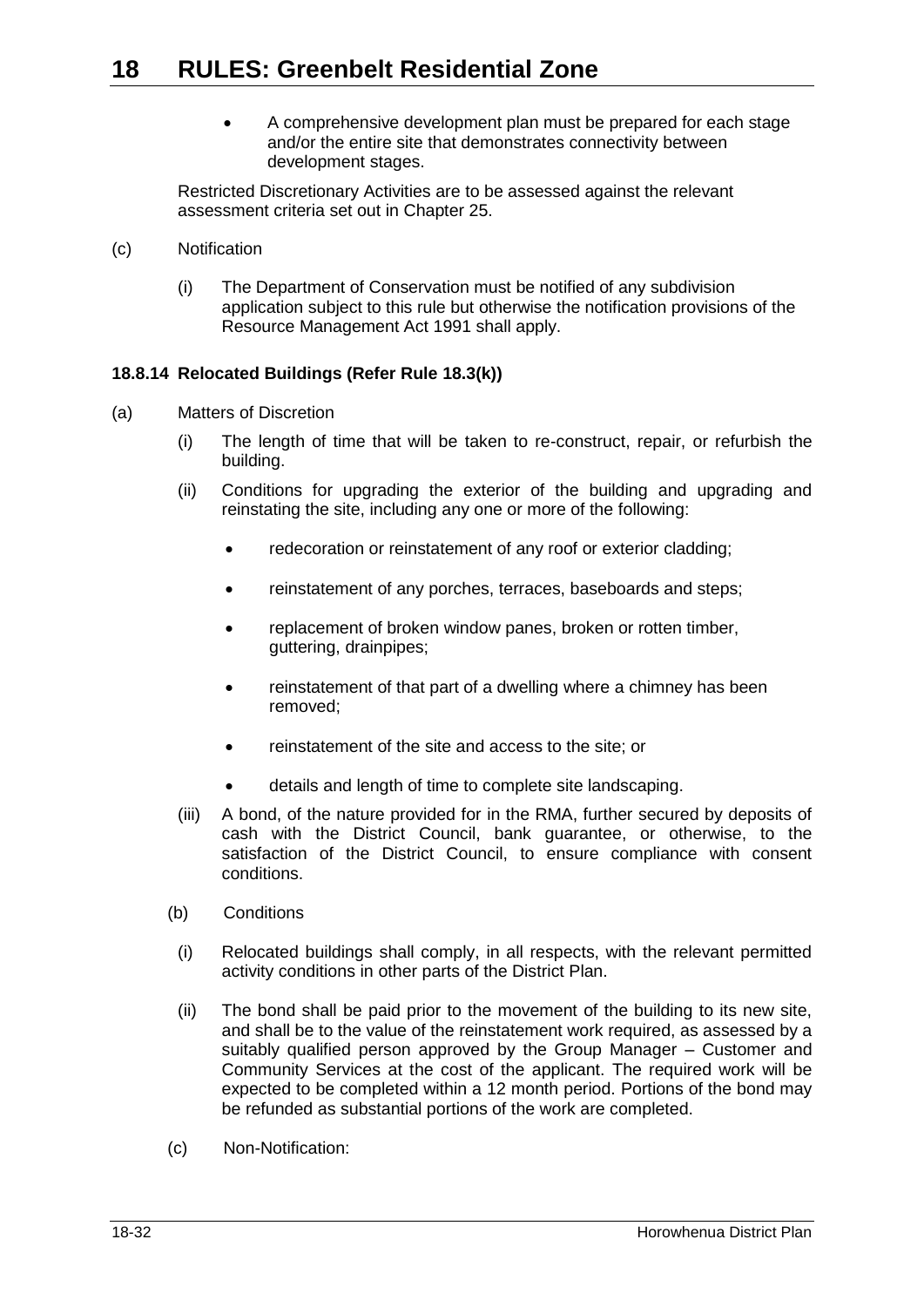- A comprehensive development plan must be prepared for each stage and/or the entire site that demonstrates connectivity between development stages.

Restricted Discretionary Activities are to be assessed against the relevant assessment criteria set out in Chapter 25.

(c) Notification

(i) The Department of Conservation must be notified of any subdivision application subject to this rule but otherwise the notification provisions of the Resource Management Act 1991 shall apply.

#### 18.8.14 Relocated Buildings (Refer Rule 18.3(k))

(a) Matters of Discretion

(i) The length of time that will be taken to re-construct, repair, or refurbish the building.

(ii) Conditions for upgrading the exterior of the building and upgrading and reinstating the site, including any one or more of the following:

- redecoration or reinstatement of any roof or exterior cladding;
- reinstatement of any porches, terraces, baseboards and steps;
- replacement of broken window panes, broken or rotten timber, guttering, drainpipes;
- reinstatement of that part of a dwelling where a chimney has been removed;
- reinstatement of the site and access to the site; or
- details and length of time to complete site landscaping.

(iii) A bond, of the nature provided for in the RMA, further secured by deposits of cash with the District Council, bank guarantee, or otherwise, to the satisfaction of the District Council, to ensure compliance with consent conditions.

(b) Conditions

(i) Relocated buildings shall comply, in all respects, with the relevant permitted activity conditions in other parts of the District Plan.

(ii) The bond shall be paid prior to the movement of the building to its new site, and shall be to the value of the reinstatement work required, as assessed by a suitably qualified person approved by the Group Manager – Customer and Community Services at the cost of the applicant. The required work will be expected to be completed within a 12 month period. Portions of the bond may be refunded as substantial portions of the work are completed.

(c) Non-Notification: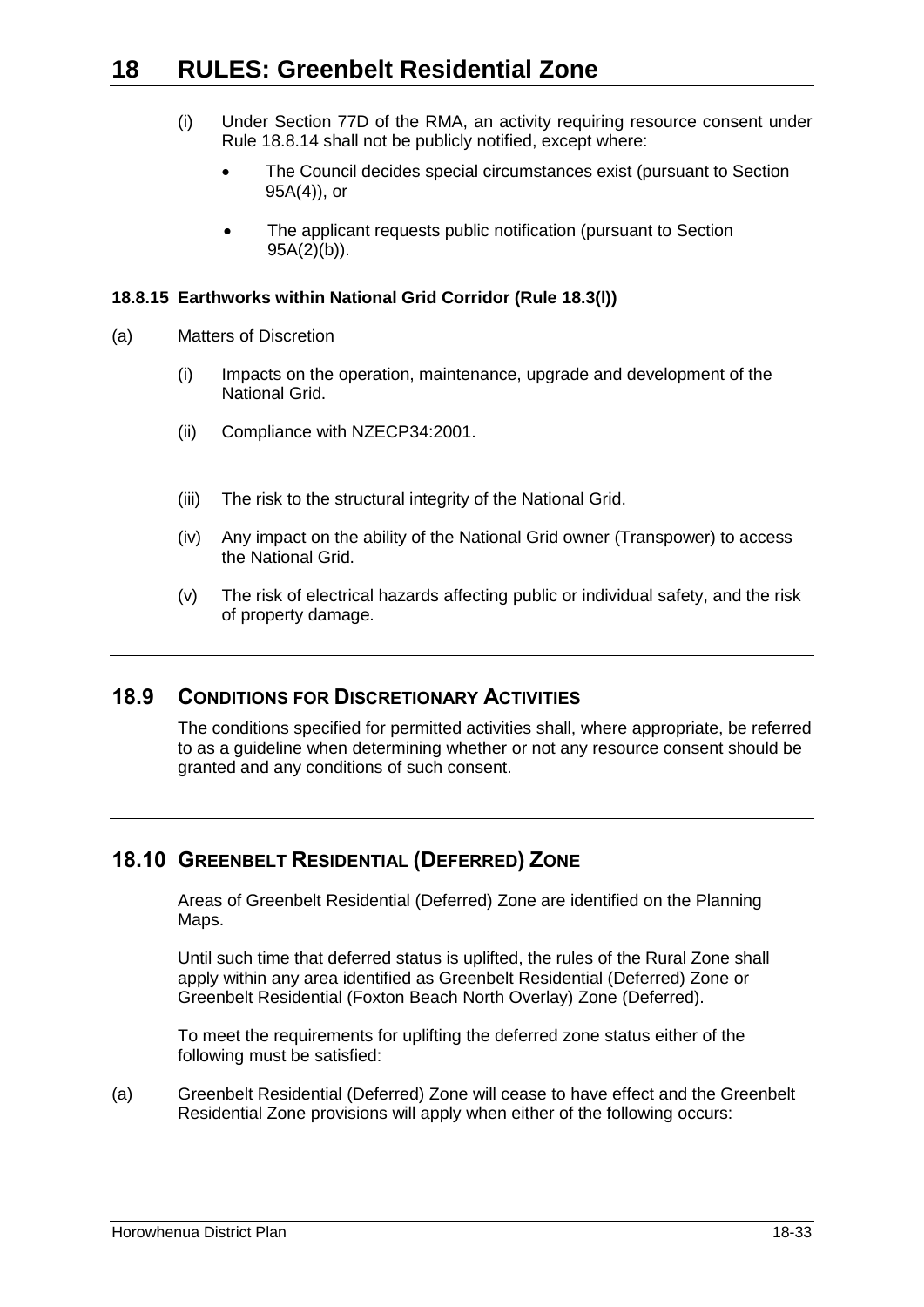(i) Under Section 77D of the RMA, an activity requiring resource consent under Rule 18.8.14 shall not be publicly notified, except where:

- The Council decides special circumstances exist (pursuant to Section 95A(4)), or
- The applicant requests public notification (pursuant to Section 95A(2)(b)).

**18.8.15 Earthworks within National Grid Corridor (Rule 18.3(l))**

(a) Matters of Discretion

(i) Impacts on the operation, maintenance, upgrade and development of the National Grid.

(ii) Compliance with NZECP34:2001.

(iii) The risk to the structural integrity of the National Grid.

(iv) Any impact on the ability of the National Grid owner (Transpower) to access the National Grid.

(v) The risk of electrical hazards affecting public or individual safety, and the risk of property damage.

## 18.9 CONDITIONS FOR DISCRETIONARY ACTIVITIES

The conditions specified for permitted activities shall, where appropriate, be referred to as a guideline when determining whether or not any resource consent should be granted and any conditions of such consent.

## 18.10 GREENBELT RESIDENTIAL (DEFERRED) ZONE

Areas of Greenbelt Residential (Deferred) Zone are identified on the Planning Maps.

Until such time that deferred status is uplifted, the rules of the Rural Zone shall apply within any area identified as Greenbelt Residential (Deferred) Zone or Greenbelt Residential (Foxton Beach North Overlay) Zone (Deferred).

To meet the requirements for uplifting the deferred zone status either of the following must be satisfied:

(a) Greenbelt Residential (Deferred) Zone will cease to have effect and the Greenbelt Residential Zone provisions will apply when either of the following occurs: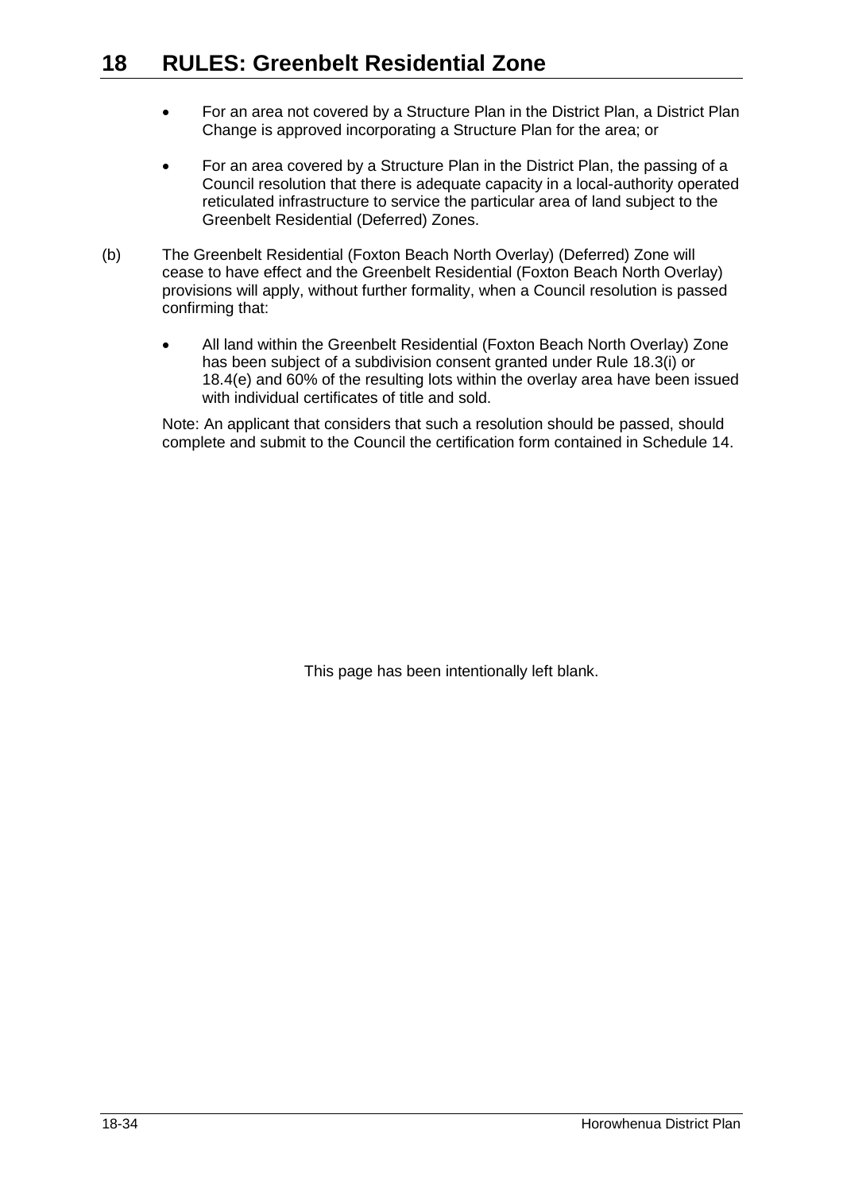- For an area not covered by a Structure Plan in the District Plan, a District Plan Change is approved incorporating a Structure Plan for the area; or
- For an area covered by a Structure Plan in the District Plan, the passing of a Council resolution that there is adequate capacity in a local-authority operated reticulated infrastructure to service the particular area of land subject to the Greenbelt Residential (Deferred) Zones.

(b) The Greenbelt Residential (Foxton Beach North Overlay) (Deferred) Zone will cease to have effect and the Greenbelt Residential (Foxton Beach North Overlay) provisions will apply, without further formality, when a Council resolution is passed confirming that:

- All land within the Greenbelt Residential (Foxton Beach North Overlay) Zone has been subject of a subdivision consent granted under Rule 18.3(i) or 18.4(e) and 60% of the resulting lots within the overlay area have been issued with individual certificates of title and sold.

Note: An applicant that considers that such a resolution should be passed, should complete and submit to the Council the certification form contained in Schedule 14.

This page has been intentionally left blank.